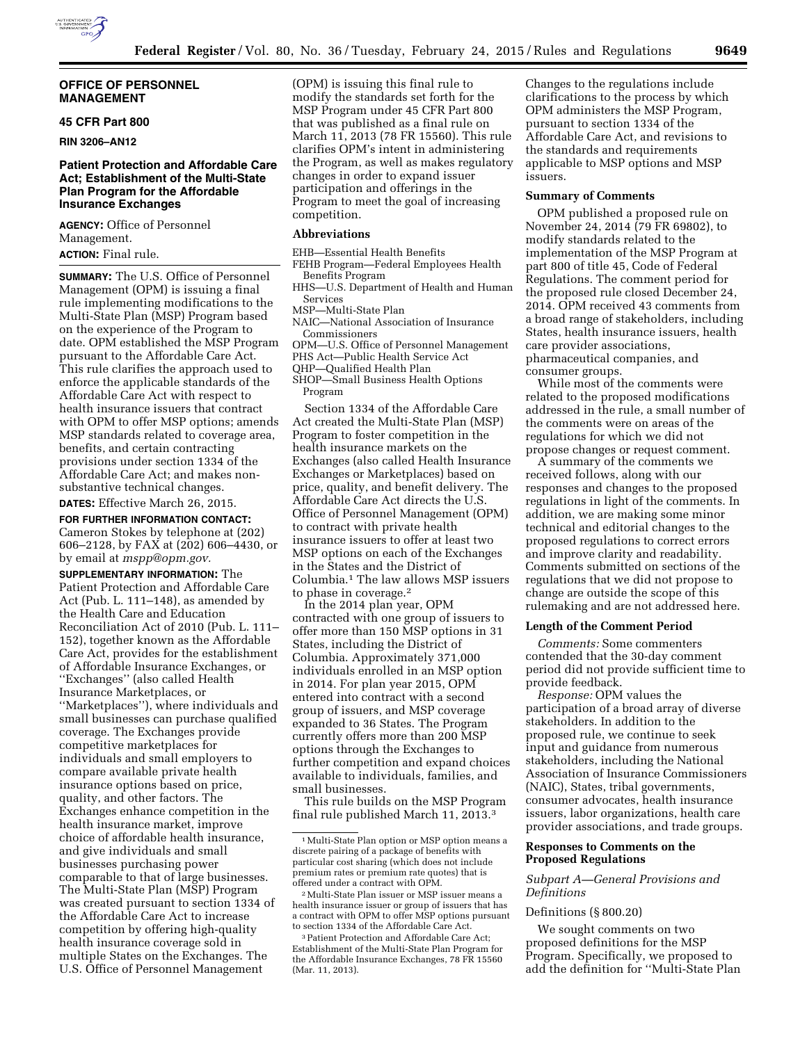## OFFICE OF PERSONNEL MANAGEMENT

### 45 CFR Part 800

**RIN 3206–AN12**

### Patient Protection and Affordable Care Act; Establishment of the Multi-State Plan Program for the Affordable Insurance Exchanges

**AGENCY:** Office of Personnel Management.

**ACTION:** Final rule.

**SUMMARY:** The U.S. Office of Personnel Management (OPM) is issuing a final rule implementing modifications to the Multi-State Plan (MSP) Program based on the experience of the Program to date. OPM established the MSP Program pursuant to the Affordable Care Act. This rule clarifies the approach used to enforce the applicable standards of the Affordable Care Act with respect to health insurance issuers that contract with OPM to offer MSP options; amends MSP standards related to coverage area, benefits, and certain contracting provisions under section 1334 of the Affordable Care Act; and makes non-substantive technical changes.

**DATES:** Effective March 26, 2015.

**FOR FURTHER INFORMATION CONTACT:** Cameron Stokes by telephone at (202) 606–2128, by FAX at (202) 606–4430, or by email at *mspp@opm.gov.*

**SUPPLEMENTARY INFORMATION:** The Patient Protection and Affordable Care Act (Pub. L. 111–148), as amended by the Health Care and Education Reconciliation Act of 2010 (Pub. L. 111–152), together known as the Affordable Care Act, provides for the establishment of Affordable Insurance Exchanges, or ''Exchanges'' (also called Health Insurance Marketplaces, or ''Marketplaces''), where individuals and small businesses can purchase qualified coverage. The Exchanges provide competitive marketplaces for individuals and small employers to compare available private health insurance options based on price, quality, and other factors. The Exchanges enhance competition in the health insurance market, improve choice of affordable health insurance, and give individuals and small businesses purchasing power comparable to that of large businesses. The Multi-State Plan (MSP) Program was created pursuant to section 1334 of the Affordable Care Act to increase competition by offering high-quality health insurance coverage sold in multiple States on the Exchanges. The U.S. Office of Personnel Management (OPM) is issuing this final rule to modify the standards set forth for the MSP Program under 45 CFR Part 800 that was published as a final rule on March 11, 2013 (78 FR 15560). This rule clarifies OPM's intent in administering the Program, as well as makes regulatory changes in order to expand issuer participation and offerings in the Program to meet the goal of increasing competition.

**Abbreviations**

EHB—Essential Health Benefits
FEHB Program—Federal Employees Health Benefits Program
HHS—U.S. Department of Health and Human Services
MSP—Multi-State Plan
NAIC—National Association of Insurance Commissioners
OPM—U.S. Office of Personnel Management
PHS Act—Public Health Service Act
QHP—Qualified Health Plan
SHOP—Small Business Health Options Program

Section 1334 of the Affordable Care Act created the Multi-State Plan (MSP) Program to foster competition in the health insurance markets on the Exchanges (also called Health Insurance Exchanges or Marketplaces) based on price, quality, and benefit delivery. The Affordable Care Act directs the U.S. Office of Personnel Management (OPM) to contract with private health insurance issuers to offer at least two MSP options on each of the Exchanges in the States and the District of Columbia.[1] The law allows MSP issuers to phase in coverage.[2]

In the 2014 plan year, OPM contracted with one group of issuers to offer more than 150 MSP options in 31 States, including the District of Columbia. Approximately 371,000 individuals enrolled in an MSP option in 2014. For plan year 2015, OPM entered into contract with a second group of issuers, and MSP coverage expanded to 36 States. The Program currently offers more than 200 MSP options through the Exchanges to further competition and expand choices available to individuals, families, and small businesses.

This rule builds on the MSP Program final rule published March 11, 2013.[3] Changes to the regulations include clarifications to the process by which OPM administers the MSP Program, pursuant to section 1334 of the Affordable Care Act, and revisions to the standards and requirements applicable to MSP options and MSP issuers.

**Summary of Comments**

OPM published a proposed rule on November 24, 2014 (79 FR 69802), to modify standards related to the implementation of the MSP Program at part 800 of title 45, Code of Federal Regulations. The comment period for the proposed rule closed December 24, 2014. OPM received 43 comments from a broad range of stakeholders, including States, health insurance issuers, health care provider associations, pharmaceutical companies, and consumer groups.

While most of the comments were related to the proposed modifications addressed in the rule, a small number of the comments were on areas of the regulations for which we did not propose changes or request comment.

A summary of the comments we received follows, along with our responses and changes to the proposed regulations in light of the comments. In addition, we are making some minor technical and editorial changes to the proposed regulations to correct errors and improve clarity and readability. Comments submitted on sections of the regulations that we did not propose to change are outside the scope of this rulemaking and are not addressed here.

**Length of the Comment Period**

*Comments:* Some commenters contended that the 30-day comment period did not provide sufficient time to provide feedback.

*Response:* OPM values the participation of a broad array of diverse stakeholders. In addition to the proposed rule, we continue to seek input and guidance from numerous stakeholders, including the National Association of Insurance Commissioners (NAIC), States, tribal governments, consumer advocates, health insurance issuers, labor organizations, health care provider associations, and trade groups.

**Responses to Comments on the Proposed Regulations**

*Subpart A—General Provisions and Definitions*

Definitions (§ 800.20)

We sought comments on two proposed definitions for the MSP Program. Specifically, we proposed to add the definition for ''Multi-State Plan

[1] Multi-State Plan option or MSP option means a discrete pairing of a package of benefits with particular cost sharing (which does not include premium rates or premium rate quotes) that is offered under a contract with OPM.

[2] Multi-State Plan issuer or MSP issuer means a health insurance issuer or group of issuers that has a contract with OPM to offer MSP options pursuant to section 1334 of the Affordable Care Act.

[3] Patient Protection and Affordable Care Act; Establishment of the Multi-State Plan Program for the Affordable Insurance Exchanges, 78 FR 15560 (Mar. 11, 2013).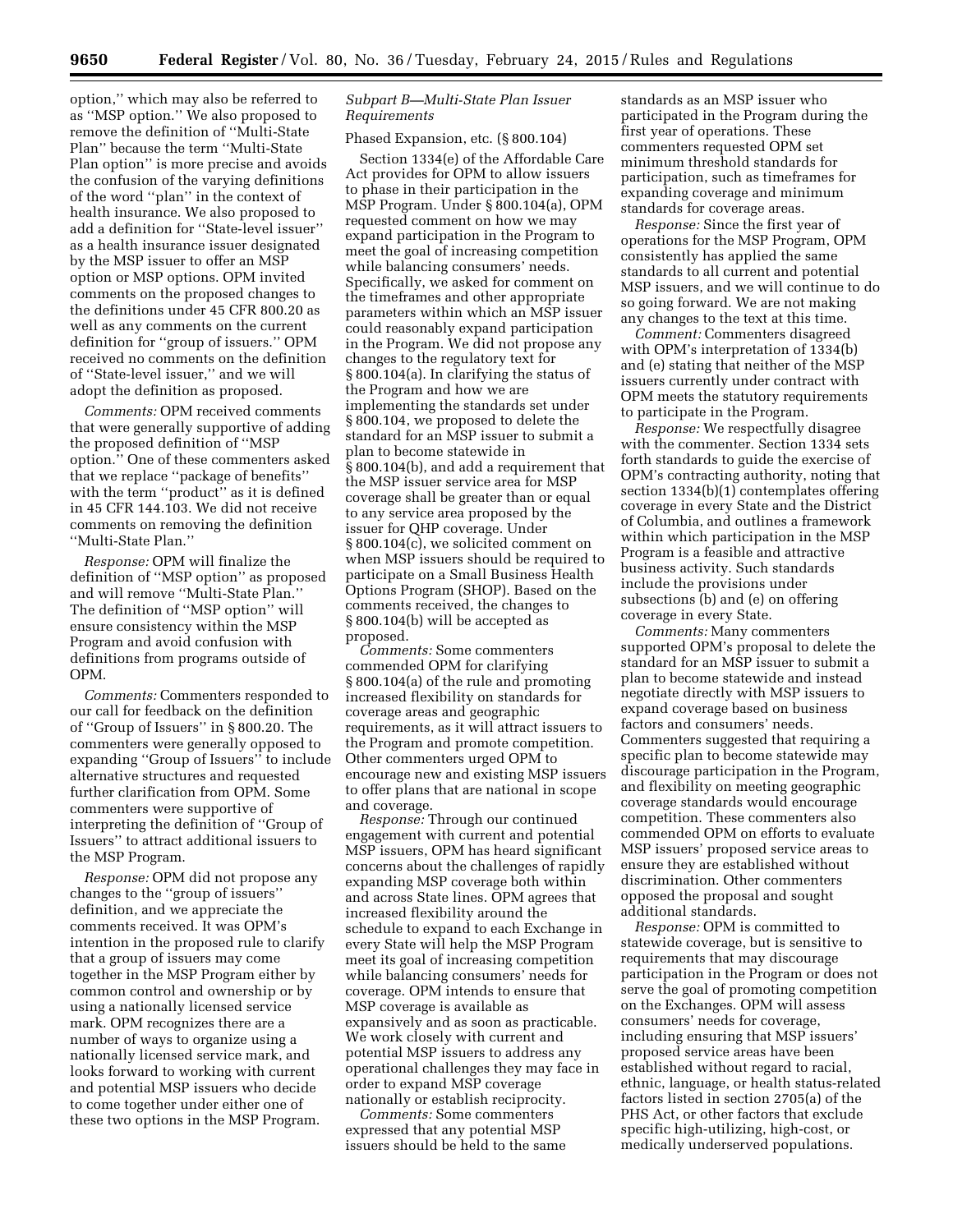option,'' which may also be referred to as ''MSP option.'' We also proposed to remove the definition of ''Multi-State Plan'' because the term ''Multi-State Plan option'' is more precise and avoids the confusion of the varying definitions of the word ''plan'' in the context of health insurance. We also proposed to add a definition for ''State-level issuer'' as a health insurance issuer designated by the MSP issuer to offer an MSP option or MSP options. OPM invited comments on the proposed changes to the definitions under 45 CFR 800.20 as well as any comments on the current definition for ''group of issuers.'' OPM received no comments on the definition of ''State-level issuer,'' and we will adopt the definition as proposed.

*Comments:* OPM received comments that were generally supportive of adding the proposed definition of ''MSP option.'' One of these commenters asked that we replace ''package of benefits'' with the term ''product'' as it is defined in 45 CFR 144.103. We did not receive comments on removing the definition ''Multi-State Plan.''

*Response:* OPM will finalize the definition of ''MSP option'' as proposed and will remove ''Multi-State Plan.'' The definition of ''MSP option'' will ensure consistency within the MSP Program and avoid confusion with definitions from programs outside of OPM.

*Comments:* Commenters responded to our call for feedback on the definition of ''Group of Issuers'' in § 800.20. The commenters were generally opposed to expanding ''Group of Issuers'' to include alternative structures and requested further clarification from OPM. Some commenters were supportive of interpreting the definition of ''Group of Issuers'' to attract additional issuers to the MSP Program.

*Response:* OPM did not propose any changes to the ''group of issuers'' definition, and we appreciate the comments received. It was OPM's intention in the proposed rule to clarify that a group of issuers may come together in the MSP Program either by common control and ownership or by using a nationally licensed service mark. OPM recognizes there are a number of ways to organize using a nationally licensed service mark, and looks forward to working with current and potential MSP issuers who decide to come together under either one of these two options in the MSP Program.

### *Subpart B—Multi-State Plan Issuer Requirements*

Phased Expansion, etc. (§ 800.104)

Section 1334(e) of the Affordable Care Act provides for OPM to allow issuers to phase in their participation in the MSP Program. Under § 800.104(a), OPM requested comment on how we may expand participation in the Program to meet the goal of increasing competition while balancing consumers' needs. Specifically, we asked for comment on the timeframes and other appropriate parameters within which an MSP issuer could reasonably expand participation in the Program. We did not propose any changes to the regulatory text for § 800.104(a). In clarifying the status of the Program and how we are implementing the standards set under § 800.104, we proposed to delete the standard for an MSP issuer to submit a plan to become statewide in § 800.104(b), and add a requirement that the MSP issuer service area for MSP coverage shall be greater than or equal to any service area proposed by the issuer for QHP coverage. Under § 800.104(c), we solicited comment on when MSP issuers should be required to participate on a Small Business Health Options Program (SHOP). Based on the comments received, the changes to § 800.104(b) will be accepted as proposed.

*Comments:* Some commenters commended OPM for clarifying § 800.104(a) of the rule and promoting increased flexibility on standards for coverage areas and geographic requirements, as it will attract issuers to the Program and promote competition. Other commenters urged OPM to encourage new and existing MSP issuers to offer plans that are national in scope and coverage.

*Response:* Through our continued engagement with current and potential MSP issuers, OPM has heard significant concerns about the challenges of rapidly expanding MSP coverage both within and across State lines. OPM agrees that increased flexibility around the schedule to expand to each Exchange in every State will help the MSP Program meet its goal of increasing competition while balancing consumers' needs for coverage. OPM intends to ensure that MSP coverage is available as expansively and as soon as practicable. We work closely with current and potential MSP issuers to address any operational challenges they may face in order to expand MSP coverage nationally or establish reciprocity.

*Comments:* Some commenters expressed that any potential MSP issuers should be held to the same standards as an MSP issuer who participated in the Program during the first year of operations. These commenters requested OPM set minimum threshold standards for participation, such as timeframes for expanding coverage and minimum standards for coverage areas.

*Response:* Since the first year of operations for the MSP Program, OPM consistently has applied the same standards to all current and potential MSP issuers, and we will continue to do so going forward. We are not making any changes to the text at this time.

*Comment:* Commenters disagreed with OPM's interpretation of 1334(b) and (e) stating that neither of the MSP issuers currently under contract with OPM meets the statutory requirements to participate in the Program.

*Response:* We respectfully disagree with the commenter. Section 1334 sets forth standards to guide the exercise of OPM's contracting authority, noting that section 1334(b)(1) contemplates offering coverage in every State and the District of Columbia, and outlines a framework within which participation in the MSP Program is a feasible and attractive business activity. Such standards include the provisions under subsections (b) and (e) on offering coverage in every State.

*Comments:* Many commenters supported OPM's proposal to delete the standard for an MSP issuer to submit a plan to become statewide and instead negotiate directly with MSP issuers to expand coverage based on business factors and consumers' needs. Commenters suggested that requiring a specific plan to become statewide may discourage participation in the Program, and flexibility on meeting geographic coverage standards would encourage competition. These commenters also commended OPM on efforts to evaluate MSP issuers' proposed service areas to ensure they are established without discrimination. Other commenters opposed the proposal and sought additional standards.

*Response:* OPM is committed to statewide coverage, but is sensitive to requirements that may discourage participation in the Program or does not serve the goal of promoting competition on the Exchanges. OPM will assess consumers' needs for coverage, including ensuring that MSP issuers' proposed service areas have been established without regard to racial, ethnic, language, or health status-related factors listed in section 2705(a) of the PHS Act, or other factors that exclude specific high-utilizing, high-cost, or medically underserved populations.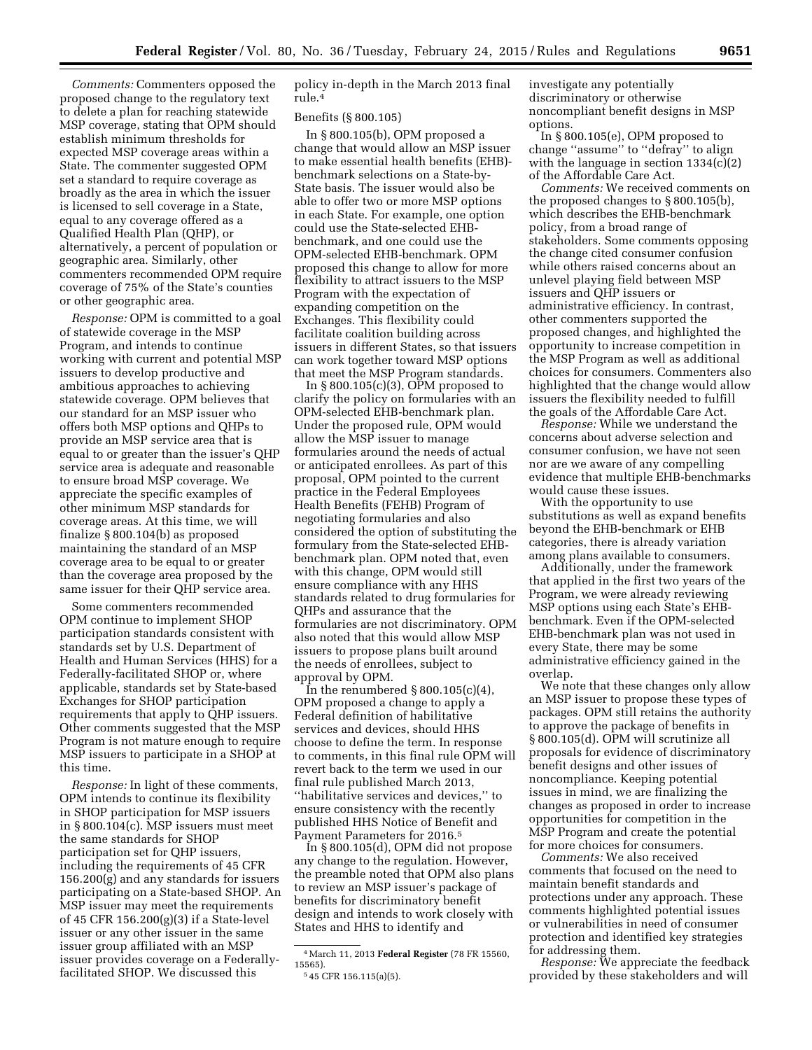*Comments:* Commenters opposed the proposed change to the regulatory text to delete a plan for reaching statewide MSP coverage, stating that OPM should establish minimum thresholds for expected MSP coverage areas within a State. The commenter suggested OPM set a standard to require coverage as broadly as the area in which the issuer is licensed to sell coverage in a State, equal to any coverage offered as a Qualified Health Plan (QHP), or alternatively, a percent of population or geographic area. Similarly, other commenters recommended OPM require coverage of 75% of the State's counties or other geographic area.

*Response:* OPM is committed to a goal of statewide coverage in the MSP Program, and intends to continue working with current and potential MSP issuers to develop productive and ambitious approaches to achieving statewide coverage. OPM believes that our standard for an MSP issuer who offers both MSP options and QHPs to provide an MSP service area that is equal to or greater than the issuer's QHP service area is adequate and reasonable to ensure broad MSP coverage. We appreciate the specific examples of other minimum MSP standards for coverage areas. At this time, we will finalize § 800.104(b) as proposed maintaining the standard of an MSP coverage area to be equal to or greater than the coverage area proposed by the same issuer for their QHP service area.

Some commenters recommended OPM continue to implement SHOP participation standards consistent with standards set by U.S. Department of Health and Human Services (HHS) for a Federally-facilitated SHOP or, where applicable, standards set by State-based Exchanges for SHOP participation requirements that apply to QHP issuers. Other comments suggested that the MSP Program is not mature enough to require MSP issuers to participate in a SHOP at this time.

*Response:* In light of these comments, OPM intends to continue its flexibility in SHOP participation for MSP issuers in § 800.104(c). MSP issuers must meet the same standards for SHOP participation set for QHP issuers, including the requirements of 45 CFR 156.200(g) and any standards for issuers participating on a State-based SHOP. An MSP issuer may meet the requirements of 45 CFR 156.200(g)(3) if a State-level issuer or any other issuer in the same issuer group affiliated with an MSP issuer provides coverage on a Federally-facilitated SHOP. We discussed this policy in-depth in the March 2013 final rule.[4]

Benefits (§ 800.105)

In § 800.105(b), OPM proposed a change that would allow an MSP issuer to make essential health benefits (EHB)-benchmark selections on a State-by-State basis. The issuer would also be able to offer two or more MSP options in each State. For example, one option could use the State-selected EHB-benchmark, and one could use the OPM-selected EHB-benchmark. OPM proposed this change to allow for more flexibility to attract issuers to the MSP Program with the expectation of expanding competition on the Exchanges. This flexibility could facilitate coalition building across issuers in different States, so that issuers can work together toward MSP options that meet the MSP Program standards.

In § 800.105(c)(3), OPM proposed to clarify the policy on formularies with an OPM-selected EHB-benchmark plan. Under the proposed rule, OPM would allow the MSP issuer to manage formularies around the needs of actual or anticipated enrollees. As part of this proposal, OPM pointed to the current practice in the Federal Employees Health Benefits (FEHB) Program of negotiating formularies and also considered the option of substituting the formulary from the State-selected EHB-benchmark plan. OPM noted that, even with this change, OPM would still ensure compliance with any HHS standards related to drug formularies for QHPs and assurance that the formularies are not discriminatory. OPM also noted that this would allow MSP issuers to propose plans built around the needs of enrollees, subject to approval by OPM.

In the renumbered § 800.105(c)(4), OPM proposed a change to apply a Federal definition of habilitative services and devices, should HHS choose to define the term. In response to comments, in this final rule OPM will revert back to the term we used in our final rule published March 2013, ''habilitative services and devices,'' to ensure consistency with the recently published HHS Notice of Benefit and Payment Parameters for 2016.[5]

In § 800.105(d), OPM did not propose any change to the regulation. However, the preamble noted that OPM also plans to review an MSP issuer's package of benefits for discriminatory benefit design and intends to work closely with States and HHS to identify and investigate any potentially discriminatory or otherwise noncompliant benefit designs in MSP options.

In § 800.105(e), OPM proposed to change ''assume'' to ''defray'' to align with the language in section 1334(c)(2) of the Affordable Care Act.

*Comments:* We received comments on the proposed changes to § 800.105(b), which describes the EHB-benchmark policy, from a broad range of stakeholders. Some comments opposing the change cited consumer confusion while others raised concerns about an unlevel playing field between MSP issuers and QHP issuers or administrative efficiency. In contrast, other commenters supported the proposed changes, and highlighted the opportunity to increase competition in the MSP Program as well as additional choices for consumers. Commenters also highlighted that the change would allow issuers the flexibility needed to fulfill the goals of the Affordable Care Act.

*Response:* While we understand the concerns about adverse selection and consumer confusion, we have not seen nor are we aware of any compelling evidence that multiple EHB-benchmarks would cause these issues.

With the opportunity to use substitutions as well as expand benefits beyond the EHB-benchmark or EHB categories, there is already variation among plans available to consumers.

Additionally, under the framework that applied in the first two years of the Program, we were already reviewing MSP options using each State's EHB-benchmark. Even if the OPM-selected EHB-benchmark plan was not used in every State, there may be some administrative efficiency gained in the overlap.

We note that these changes only allow an MSP issuer to propose these types of packages. OPM still retains the authority to approve the package of benefits in § 800.105(d). OPM will scrutinize all proposals for evidence of discriminatory benefit designs and other issues of noncompliance. Keeping potential issues in mind, we are finalizing the changes as proposed in order to increase opportunities for competition in the MSP Program and create the potential for more choices for consumers.

*Comments:* We also received comments that focused on the need to maintain benefit standards and protections under any approach. These comments highlighted potential issues or vulnerabilities in need of consumer protection and identified key strategies for addressing them.

*Response:* We appreciate the feedback provided by these stakeholders and will

[4] March 11, 2013 **Federal Register** (78 FR 15560, 15565).

[5] 45 CFR 156.115(a)(5).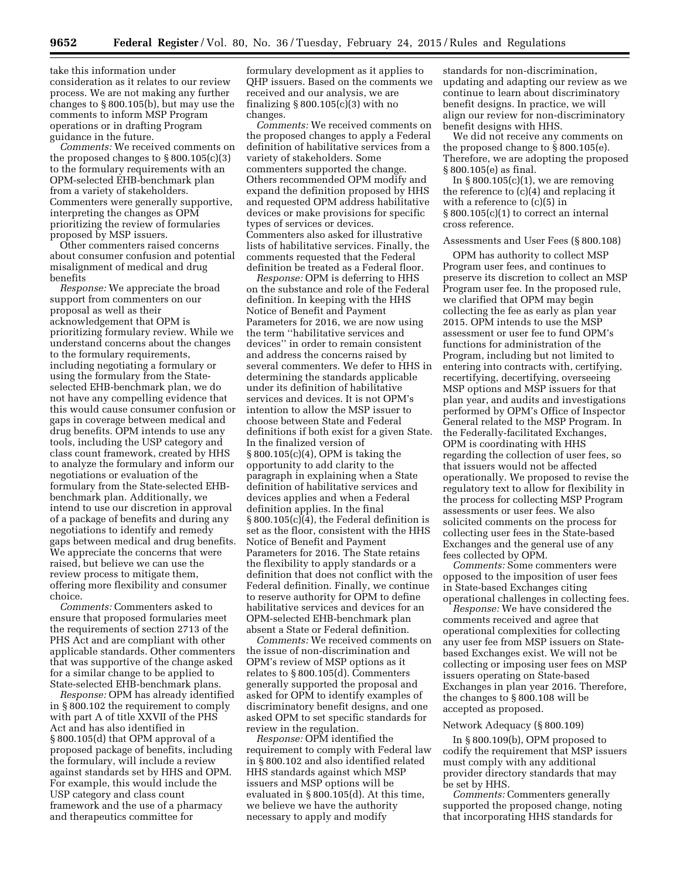take this information under consideration as it relates to our review process. We are not making any further changes to § 800.105(b), but may use the comments to inform MSP Program operations or in drafting Program guidance in the future.

*Comments:* We received comments on the proposed changes to § 800.105(c)(3) to the formulary requirements with an OPM-selected EHB-benchmark plan from a variety of stakeholders. Commenters were generally supportive, interpreting the changes as OPM prioritizing the review of formularies proposed by MSP issuers.

Other commenters raised concerns about consumer confusion and potential misalignment of medical and drug benefits

*Response:* We appreciate the broad support from commenters on our proposal as well as their acknowledgement that OPM is prioritizing formulary review. While we understand concerns about the changes to the formulary requirements, including negotiating a formulary or using the formulary from the State-selected EHB-benchmark plan, we do not have any compelling evidence that this would cause consumer confusion or gaps in coverage between medical and drug benefits. OPM intends to use any tools, including the USP category and class count framework, created by HHS to analyze the formulary and inform our negotiations or evaluation of the formulary from the State-selected EHB-benchmark plan. Additionally, we intend to use our discretion in approval of a package of benefits and during any negotiations to identify and remedy gaps between medical and drug benefits. We appreciate the concerns that were raised, but believe we can use the review process to mitigate them, offering more flexibility and consumer choice.

*Comments:* Commenters asked to ensure that proposed formularies meet the requirements of section 2713 of the PHS Act and are compliant with other applicable standards. Other commenters that was supportive of the change asked for a similar change to be applied to State-selected EHB-benchmark plans.

*Response:* OPM has already identified in § 800.102 the requirement to comply with part A of title XXVII of the PHS Act and has also identified in § 800.105(d) that OPM approval of a proposed package of benefits, including the formulary, will include a review against standards set by HHS and OPM. For example, this would include the USP category and class count framework and the use of a pharmacy and therapeutics committee for formulary development as it applies to QHP issuers. Based on the comments we received and our analysis, we are finalizing § 800.105(c)(3) with no changes.

*Comments:* We received comments on the proposed changes to apply a Federal definition of habilitative services from a variety of stakeholders. Some commenters supported the change. Others recommended OPM modify and expand the definition proposed by HHS and requested OPM address habilitative devices or make provisions for specific types of services or devices. Commenters also asked for illustrative lists of habilitative services. Finally, the comments requested that the Federal definition be treated as a Federal floor.

*Response:* OPM is deferring to HHS on the substance and role of the Federal definition. In keeping with the HHS Notice of Benefit and Payment Parameters for 2016, we are now using the term "habilitative services and devices" in order to remain consistent and address the concerns raised by several commenters. We defer to HHS in determining the standards applicable under its definition of habilitative services and devices. It is not OPM's intention to allow the MSP issuer to choose between State and Federal definitions if both exist for a given State. In the finalized version of § 800.105(c)(4), OPM is taking the opportunity to add clarity to the paragraph in explaining when a State definition of habilitative services and devices applies and when a Federal definition applies. In the final § 800.105(c)(4), the Federal definition is set as the floor, consistent with the HHS Notice of Benefit and Payment Parameters for 2016. The State retains the flexibility to apply standards or a definition that does not conflict with the Federal definition. Finally, we continue to reserve authority for OPM to define habilitative services and devices for an OPM-selected EHB-benchmark plan absent a State or Federal definition.

*Comments:* We received comments on the issue of non-discrimination and OPM's review of MSP options as it relates to § 800.105(d). Commenters generally supported the proposal and asked for OPM to identify examples of discriminatory benefit designs, and one asked OPM to set specific standards for review in the regulation.

*Response:* OPM identified the requirement to comply with Federal law in § 800.102 and also identified related HHS standards against which MSP issuers and MSP options will be evaluated in § 800.105(d). At this time, we believe we have the authority necessary to apply and modify standards for non-discrimination, updating and adapting our review as we continue to learn about discriminatory benefit designs. In practice, we will align our review for non-discriminatory benefit designs with HHS.

We did not receive any comments on the proposed change to § 800.105(e). Therefore, we are adopting the proposed § 800.105(e) as final.

In § 800.105(c)(1), we are removing the reference to (c)(4) and replacing it with a reference to (c)(5) in § 800.105(c)(1) to correct an internal cross reference.

Assessments and User Fees (§ 800.108)

OPM has authority to collect MSP Program user fees, and continues to preserve its discretion to collect an MSP Program user fee. In the proposed rule, we clarified that OPM may begin collecting the fee as early as plan year 2015. OPM intends to use the MSP assessment or user fee to fund OPM's functions for administration of the Program, including but not limited to entering into contracts with, certifying, recertifying, decertifying, overseeing MSP options and MSP issuers for that plan year, and audits and investigations performed by OPM's Office of Inspector General related to the MSP Program. In the Federally-facilitated Exchanges, OPM is coordinating with HHS regarding the collection of user fees, so that issuers would not be affected operationally. We proposed to revise the regulatory text to allow for flexibility in the process for collecting MSP Program assessments or user fees. We also solicited comments on the process for collecting user fees in the State-based Exchanges and the general use of any fees collected by OPM.

*Comments:* Some commenters were opposed to the imposition of user fees in State-based Exchanges citing operational challenges in collecting fees.

*Response:* We have considered the comments received and agree that operational complexities for collecting any user fee from MSP issuers on State-based Exchanges exist. We will not be collecting or imposing user fees on MSP issuers operating on State-based Exchanges in plan year 2016. Therefore, the changes to § 800.108 will be accepted as proposed.

Network Adequacy (§ 800.109)

In § 800.109(b), OPM proposed to codify the requirement that MSP issuers must comply with any additional provider directory standards that may be set by HHS.

*Comments:* Commenters generally supported the proposed change, noting that incorporating HHS standards for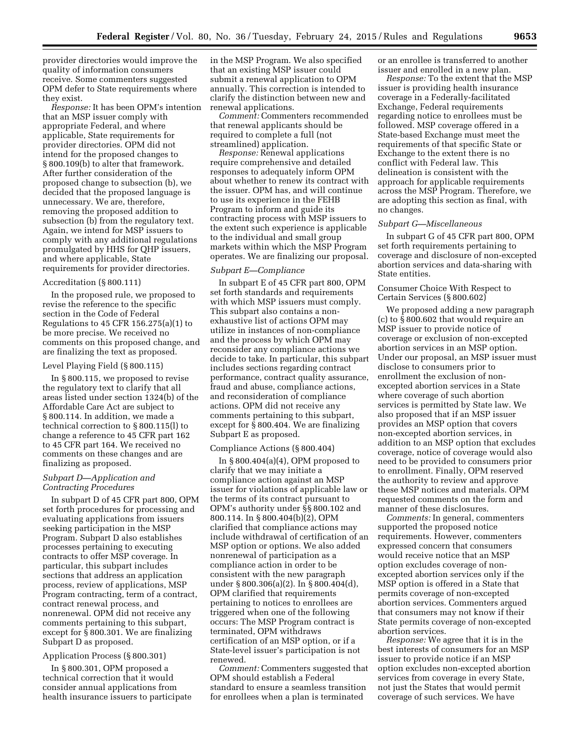provider directories would improve the quality of information consumers receive. Some commenters suggested OPM defer to State requirements where they exist.

*Response:* It has been OPM's intention that an MSP issuer comply with appropriate Federal, and where applicable, State requirements for provider directories. OPM did not intend for the proposed changes to § 800.109(b) to alter that framework. After further consideration of the proposed change to subsection (b), we decided that the proposed language is unnecessary. We are, therefore, removing the proposed addition to subsection (b) from the regulatory text. Again, we intend for MSP issuers to comply with any additional regulations promulgated by HHS for QHP issuers, and where applicable, State requirements for provider directories.

Accreditation (§ 800.111)

In the proposed rule, we proposed to revise the reference to the specific section in the Code of Federal Regulations to 45 CFR 156.275(a)(1) to be more precise. We received no comments on this proposed change, and are finalizing the text as proposed.

Level Playing Field (§ 800.115)

In § 800.115, we proposed to revise the regulatory text to clarify that all areas listed under section 1324(b) of the Affordable Care Act are subject to § 800.114. In addition, we made a technical correction to § 800.115(l) to change a reference to 45 CFR part 162 to 45 CFR part 164. We received no comments on these changes and are finalizing as proposed.

*Subpart D—Application and Contracting Procedures*

In subpart D of 45 CFR part 800, OPM set forth procedures for processing and evaluating applications from issuers seeking participation in the MSP Program. Subpart D also establishes processes pertaining to executing contracts to offer MSP coverage. In particular, this subpart includes sections that address an application process, review of applications, MSP Program contracting, term of a contract, contract renewal process, and nonrenewal. OPM did not receive any comments pertaining to this subpart, except for § 800.301. We are finalizing Subpart D as proposed.

Application Process (§ 800.301)

In § 800.301, OPM proposed a technical correction that it would consider annual applications from health insurance issuers to participate in the MSP Program. We also specified that an existing MSP issuer could submit a renewal application to OPM annually. This correction is intended to clarify the distinction between new and renewal applications.

*Comment:* Commenters recommended that renewal applicants should be required to complete a full (not streamlined) application.

*Response:* Renewal applications require comprehensive and detailed responses to adequately inform OPM about whether to renew its contract with the issuer. OPM has, and will continue to use its experience in the FEHB Program to inform and guide its contracting process with MSP issuers to the extent such experience is applicable to the individual and small group markets within which the MSP Program operates. We are finalizing our proposal.

*Subpart E—Compliance*

In subpart E of 45 CFR part 800, OPM set forth standards and requirements with which MSP issuers must comply. This subpart also contains a non-exhaustive list of actions OPM may utilize in instances of non-compliance and the process by which OPM may reconsider any compliance actions we decide to take. In particular, this subpart includes sections regarding contract performance, contract quality assurance, fraud and abuse, compliance actions, and reconsideration of compliance actions. OPM did not receive any comments pertaining to this subpart, except for § 800.404. We are finalizing Subpart E as proposed.

Compliance Actions (§ 800.404)

In § 800.404(a)(4), OPM proposed to clarify that we may initiate a compliance action against an MSP issuer for violations of applicable law or the terms of its contract pursuant to OPM's authority under §§ 800.102 and 800.114. In § 800.404(b)(2), OPM clarified that compliance actions may include withdrawal of certification of an MSP option or options. We also added nonrenewal of participation as a compliance action in order to be consistent with the new paragraph under § 800.306(a)(2). In § 800.404(d), OPM clarified that requirements pertaining to notices to enrollees are triggered when one of the following occurs: The MSP Program contract is terminated, OPM withdraws certification of an MSP option, or if a State-level issuer's participation is not renewed.

*Comment:* Commenters suggested that OPM should establish a Federal standard to ensure a seamless transition for enrollees when a plan is terminated or an enrollee is transferred to another issuer and enrolled in a new plan.

*Response:* To the extent that the MSP issuer is providing health insurance coverage in a Federally-facilitated Exchange, Federal requirements regarding notice to enrollees must be followed. MSP coverage offered in a State-based Exchange must meet the requirements of that specific State or Exchange to the extent there is no conflict with Federal law. This delineation is consistent with the approach for applicable requirements across the MSP Program. Therefore, we are adopting this section as final, with no changes.

*Subpart G—Miscellaneous*

In subpart G of 45 CFR part 800, OPM set forth requirements pertaining to coverage and disclosure of non-excepted abortion services and data-sharing with State entities.

Consumer Choice With Respect to Certain Services (§ 800.602)

We proposed adding a new paragraph (c) to § 800.602 that would require an MSP issuer to provide notice of coverage or exclusion of non-excepted abortion services in an MSP option. Under our proposal, an MSP issuer must disclose to consumers prior to enrollment the exclusion of non-excepted abortion services in a State where coverage of such abortion services is permitted by State law. We also proposed that if an MSP issuer provides an MSP option that covers non-excepted abortion services, in addition to an MSP option that excludes coverage, notice of coverage would also need to be provided to consumers prior to enrollment. Finally, OPM reserved the authority to review and approve these MSP notices and materials. OPM requested comments on the form and manner of these disclosures.

*Comments:* In general, commenters supported the proposed notice requirements. However, commenters expressed concern that consumers would receive notice that an MSP option excludes coverage of non-excepted abortion services only if the MSP option is offered in a State that permits coverage of non-excepted abortion services. Commenters argued that consumers may not know if their State permits coverage of non-excepted abortion services.

*Response:* We agree that it is in the best interests of consumers for an MSP issuer to provide notice if an MSP option excludes non-excepted abortion services from coverage in every State, not just the States that would permit coverage of such services. We have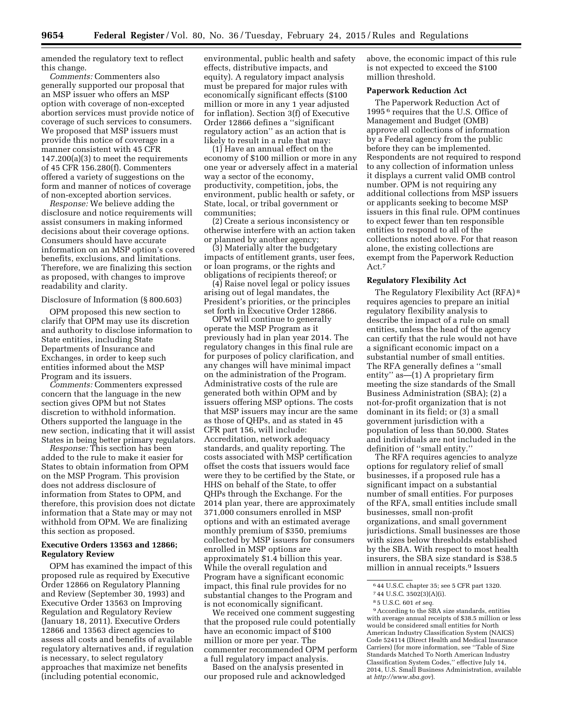amended the regulatory text to reflect this change.

*Comments:* Commenters also generally supported our proposal that an MSP issuer who offers an MSP option with coverage of non-excepted abortion services must provide notice of coverage of such services to consumers. We proposed that MSP issuers must provide this notice of coverage in a manner consistent with 45 CFR 147.200(a)(3) to meet the requirements of 45 CFR 156.280(f). Commenters offered a variety of suggestions on the form and manner of notices of coverage of non-excepted abortion services.

*Response:* We believe adding the disclosure and notice requirements will assist consumers in making informed decisions about their coverage options. Consumers should have accurate information on an MSP option's covered benefits, exclusions, and limitations. Therefore, we are finalizing this section as proposed, with changes to improve readability and clarity.

Disclosure of Information (§ 800.603)

OPM proposed this new section to clarify that OPM may use its discretion and authority to disclose information to State entities, including State Departments of Insurance and Exchanges, in order to keep such entities informed about the MSP Program and its issuers.

*Comments:* Commenters expressed concern that the language in the new section gives OPM but not States discretion to withhold information. Others supported the language in the new section, indicating that it will assist States in being better primary regulators.

*Response:* This section has been added to the rule to make it easier for States to obtain information from OPM on the MSP Program. This provision does not address disclosure of information from States to OPM, and therefore, this provision does not dictate information that a State may or may not withhold from OPM. We are finalizing this section as proposed.

**Executive Orders 13563 and 12866; Regulatory Review**

OPM has examined the impact of this proposed rule as required by Executive Order 12866 on Regulatory Planning and Review (September 30, 1993) and Executive Order 13563 on Improving Regulation and Regulatory Review (January 18, 2011). Executive Orders 12866 and 13563 direct agencies to assess all costs and benefits of available regulatory alternatives and, if regulation is necessary, to select regulatory approaches that maximize net benefits (including potential economic, environmental, public health and safety effects, distributive impacts, and equity). A regulatory impact analysis must be prepared for major rules with economically significant effects ($100 million or more in any 1 year adjusted for inflation). Section 3(f) of Executive Order 12866 defines a "significant regulatory action" as an action that is likely to result in a rule that may:

(1) Have an annual effect on the economy of $100 million or more in any one year or adversely affect in a material way a sector of the economy, productivity, competition, jobs, the environment, public health or safety, or State, local, or tribal government or communities;

(2) Create a serious inconsistency or otherwise interfere with an action taken or planned by another agency;

(3) Materially alter the budgetary impacts of entitlement grants, user fees, or loan programs, or the rights and obligations of recipients thereof; or

(4) Raise novel legal or policy issues arising out of legal mandates, the President's priorities, or the principles set forth in Executive Order 12866.

OPM will continue to generally operate the MSP Program as it previously had in plan year 2014. The regulatory changes in this final rule are for purposes of policy clarification, and any changes will have minimal impact on the administration of the Program. Administrative costs of the rule are generated both within OPM and by issuers offering MSP options. The costs that MSP issuers may incur are the same as those of QHPs, and as stated in 45 CFR part 156, will include: Accreditation, network adequacy standards, and quality reporting. The costs associated with MSP certification offset the costs that issuers would face were they to be certified by the State, or HHS on behalf of the State, to offer QHPs through the Exchange. For the 2014 plan year, there are approximately 371,000 consumers enrolled in MSP options and with an estimated average monthly premium of $350, premiums collected by MSP issuers for consumers enrolled in MSP options are approximately $1.4 billion this year. While the overall regulation and Program have a significant economic impact, this final rule provides for no substantial changes to the Program and is not economically significant.

We received one comment suggesting that the proposed rule could potentially have an economic impact of $100 million or more per year. The commenter recommended OPM perform a full regulatory impact analysis.

Based on the analysis presented in our proposed rule and acknowledged above, the economic impact of this rule is not expected to exceed the $100 million threshold.

**Paperwork Reduction Act**

The Paperwork Reduction Act of 1995 [6] requires that the U.S. Office of Management and Budget (OMB) approve all collections of information by a Federal agency from the public before they can be implemented. Respondents are not required to respond to any collection of information unless it displays a current valid OMB control number. OPM is not requiring any additional collections from MSP issuers or applicants seeking to become MSP issuers in this final rule. OPM continues to expect fewer than ten responsible entities to respond to all of the collections noted above. For that reason alone, the existing collections are exempt from the Paperwork Reduction Act.[7]

**Regulatory Flexibility Act**

The Regulatory Flexibility Act (RFA) [8] requires agencies to prepare an initial regulatory flexibility analysis to describe the impact of a rule on small entities, unless the head of the agency can certify that the rule would not have a significant economic impact on a substantial number of small entities. The RFA generally defines a "small entity" as—(1) A proprietary firm meeting the size standards of the Small Business Administration (SBA); (2) a not-for-profit organization that is not dominant in its field; or (3) a small government jurisdiction with a population of less than 50,000. States and individuals are not included in the definition of "small entity."

The RFA requires agencies to analyze options for regulatory relief of small businesses, if a proposed rule has a significant impact on a substantial number of small entities. For purposes of the RFA, small entities include small businesses, small non-profit organizations, and small government jurisdictions. Small businesses are those with sizes below thresholds established by the SBA. With respect to most health insurers, the SBA size standard is $38.5 million in annual receipts.[9] Issuers

---

[6] 44 U.S.C. chapter 35; see 5 CFR part 1320.

[7] 44 U.S.C. 3502(3)(A)(i).

[8] 5 U.S.C. 601 *et seq.*

[9] According to the SBA size standards, entities with average annual receipts of $38.5 million or less would be considered small entities for North American Industry Classification System (NAICS) Code 524114 (Direct Health and Medical Insurance Carriers) (for more information, see "Table of Size Standards Matched To North American Industry Classification System Codes," effective July 14, 2014, U.S. Small Business Administration, available at *http://www.sba.gov*).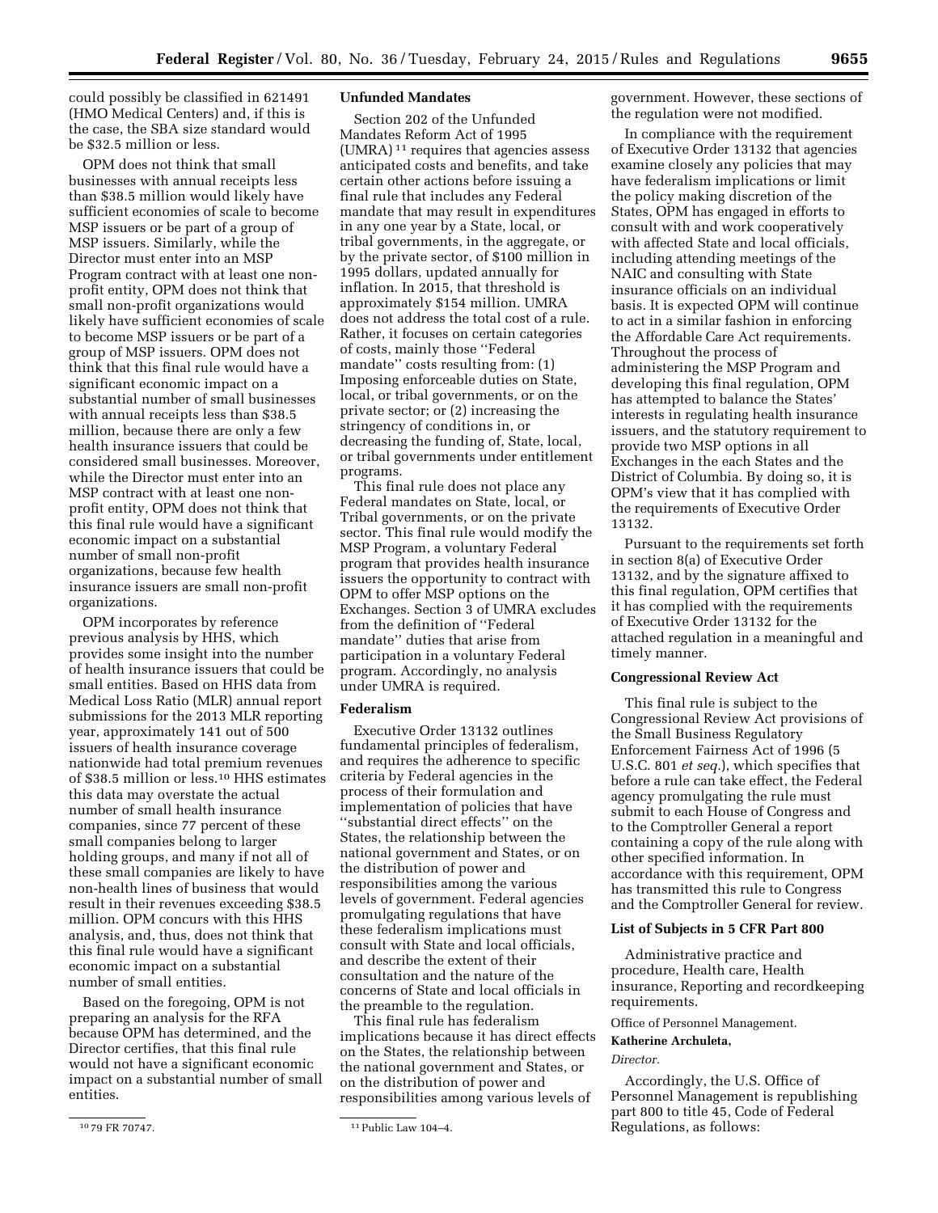could possibly be classified in 621491 (HMO Medical Centers) and, if this is the case, the SBA size standard would be $32.5 million or less.

OPM does not think that small businesses with annual receipts less than $38.5 million would likely have sufficient economies of scale to become MSP issuers or be part of a group of MSP issuers. Similarly, while the Director must enter into an MSP Program contract with at least one non-profit entity, OPM does not think that small non-profit organizations would likely have sufficient economies of scale to become MSP issuers or be part of a group of MSP issuers. OPM does not think that this final rule would have a significant economic impact on a substantial number of small businesses with annual receipts less than $38.5 million, because there are only a few health insurance issuers that could be considered small businesses. Moreover, while the Director must enter into an MSP contract with at least one non-profit entity, OPM does not think that this final rule would have a significant economic impact on a substantial number of small non-profit organizations, because few health insurance issuers are small non-profit organizations.

OPM incorporates by reference previous analysis by HHS, which provides some insight into the number of health insurance issuers that could be small entities. Based on HHS data from Medical Loss Ratio (MLR) annual report submissions for the 2013 MLR reporting year, approximately 141 out of 500 issuers of health insurance coverage nationwide had total premium revenues of $38.5 million or less.[10] HHS estimates this data may overstate the actual number of small health insurance companies, since 77 percent of these small companies belong to larger holding groups, and many if not all of these small companies are likely to have non-health lines of business that would result in their revenues exceeding $38.5 million. OPM concurs with this HHS analysis, and, thus, does not think that this final rule would have a significant economic impact on a substantial number of small entities.

Based on the foregoing, OPM is not preparing an analysis for the RFA because OPM has determined, and the Director certifies, that this final rule would not have a significant economic impact on a substantial number of small entities.

## Unfunded Mandates

Section 202 of the Unfunded Mandates Reform Act of 1995 (UMRA)[11] requires that agencies assess anticipated costs and benefits, and take certain other actions before issuing a final rule that includes any Federal mandate that may result in expenditures in any one year by a State, local, or tribal governments, in the aggregate, or by the private sector, of $100 million in 1995 dollars, updated annually for inflation. In 2015, that threshold is approximately $154 million. UMRA does not address the total cost of a rule. Rather, it focuses on certain categories of costs, mainly those "Federal mandate" costs resulting from: (1) Imposing enforceable duties on State, local, or tribal governments, or on the private sector; or (2) increasing the stringency of conditions in, or decreasing the funding of, State, local, or tribal governments under entitlement programs.

This final rule does not place any Federal mandates on State, local, or Tribal governments, or on the private sector. This final rule would modify the MSP Program, a voluntary Federal program that provides health insurance issuers the opportunity to contract with OPM to offer MSP options on the Exchanges. Section 3 of UMRA excludes from the definition of "Federal mandate" duties that arise from participation in a voluntary Federal program. Accordingly, no analysis under UMRA is required.

## Federalism

Executive Order 13132 outlines fundamental principles of federalism, and requires the adherence to specific criteria by Federal agencies in the process of their formulation and implementation of policies that have "substantial direct effects" on the States, the relationship between the national government and States, or on the distribution of power and responsibilities among the various levels of government. Federal agencies promulgating regulations that have these federalism implications must consult with State and local officials, and describe the extent of their consultation and the nature of the concerns of State and local officials in the preamble to the regulation.

This final rule has federalism implications because it has direct effects on the States, the relationship between the national government and States, or on the distribution of power and responsibilities among various levels of government. However, these sections of the regulation were not modified.

In compliance with the requirement of Executive Order 13132 that agencies examine closely any policies that may have federalism implications or limit the policy making discretion of the States, OPM has engaged in efforts to consult with and work cooperatively with affected State and local officials, including attending meetings of the NAIC and consulting with State insurance officials on an individual basis. It is expected OPM will continue to act in a similar fashion in enforcing the Affordable Care Act requirements. Throughout the process of administering the MSP Program and developing this final regulation, OPM has attempted to balance the States' interests in regulating health insurance issuers, and the statutory requirement to provide two MSP options in all Exchanges in the each States and the District of Columbia. By doing so, it is OPM's view that it has complied with the requirements of Executive Order 13132.

Pursuant to the requirements set forth in section 8(a) of Executive Order 13132, and by the signature affixed to this final regulation, OPM certifies that it has complied with the requirements of Executive Order 13132 for the attached regulation in a meaningful and timely manner.

## Congressional Review Act

This final rule is subject to the Congressional Review Act provisions of the Small Business Regulatory Enforcement Fairness Act of 1996 (5 U.S.C. 801 *et seq.*), which specifies that before a rule can take effect, the Federal agency promulgating the rule must submit to each House of Congress and to the Comptroller General a report containing a copy of the rule along with other specified information. In accordance with this requirement, OPM has transmitted this rule to Congress and the Comptroller General for review.

## List of Subjects in 5 CFR Part 800

Administrative practice and procedure, Health care, Health insurance, Reporting and recordkeeping requirements.

Office of Personnel Management.

**Katherine Archuleta,**

*Director.*

Accordingly, the U.S. Office of Personnel Management is republishing part 800 to title 45, Code of Federal Regulations, as follows:

---

[10] 79 FR 70747.

[11] Public Law 104–4.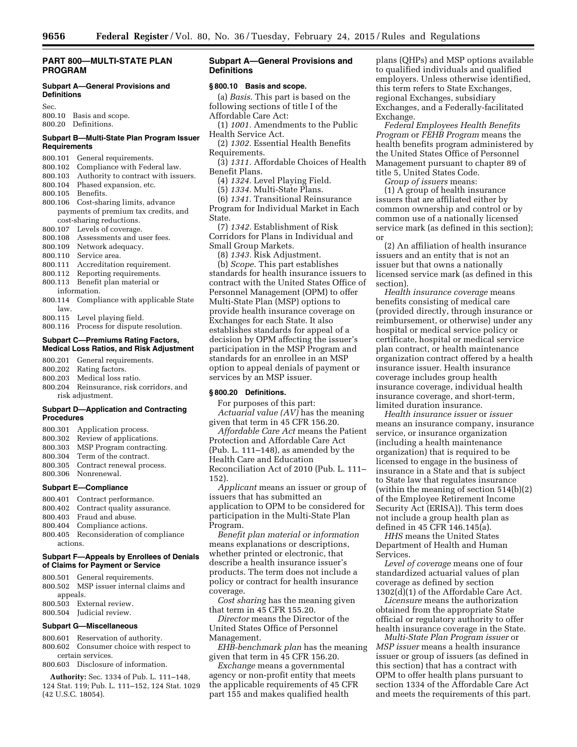## PART 800—MULTI-STATE PLAN PROGRAM

### Subpart A—General Provisions and Definitions

Sec.
800.10 Basis and scope.
800.20 Definitions.

### Subpart B—Multi-State Plan Program Issuer Requirements

800.101 General requirements.
800.102 Compliance with Federal law.
800.103 Authority to contract with issuers.
800.104 Phased expansion, etc.
800.105 Benefits.
800.106 Cost-sharing limits, advance payments of premium tax credits, and cost-sharing reductions.
800.107 Levels of coverage.
800.108 Assessments and user fees.
800.109 Network adequacy.
800.110 Service area.
800.111 Accreditation requirement.
800.112 Reporting requirements.
800.113 Benefit plan material or information.
800.114 Compliance with applicable State law.
800.115 Level playing field.
800.116 Process for dispute resolution.

### Subpart C—Premiums Rating Factors, Medical Loss Ratios, and Risk Adjustment

800.201 General requirements.
800.202 Rating factors.
800.203 Medical loss ratio.
800.204 Reinsurance, risk corridors, and risk adjustment.

### Subpart D—Application and Contracting Procedures

800.301 Application process.
800.302 Review of applications.
800.303 MSP Program contracting.
800.304 Term of the contract.
800.305 Contract renewal process.
800.306 Nonrenewal.

### Subpart E—Compliance

800.401 Contract performance.
800.402 Contract quality assurance.
800.403 Fraud and abuse.
800.404 Compliance actions.
800.405 Reconsideration of compliance actions.

### Subpart F—Appeals by Enrollees of Denials of Claims for Payment or Service

800.501 General requirements.
800.502 MSP issuer internal claims and appeals.
800.503 External review.
800.504 Judicial review.

### Subpart G—Miscellaneous

800.601 Reservation of authority.
800.602 Consumer choice with respect to certain services.
800.603 Disclosure of information.

**Authority:** Sec. 1334 of Pub. L. 111–148, 124 Stat. 119; Pub. L. 111–152, 124 Stat. 1029 (42 U.S.C. 18054).

### Subpart A—General Provisions and Definitions

#### § 800.10 Basis and scope.

(a) *Basis.* This part is based on the following sections of title I of the Affordable Care Act:

(1) *1001.* Amendments to the Public Health Service Act.

(2) *1302.* Essential Health Benefits Requirements.

(3) *1311.* Affordable Choices of Health Benefit Plans.

(4) *1324.* Level Playing Field.

(5) *1334.* Multi-State Plans.

(6) *1341.* Transitional Reinsurance Program for Individual Market in Each State.

(7) *1342.* Establishment of Risk Corridors for Plans in Individual and Small Group Markets.

(8) *1343.* Risk Adjustment.

(b) *Scope.* This part establishes standards for health insurance issuers to contract with the United States Office of Personnel Management (OPM) to offer Multi-State Plan (MSP) options to provide health insurance coverage on Exchanges for each State. It also establishes standards for appeal of a decision by OPM affecting the issuer's participation in the MSP Program and standards for an enrollee in an MSP option to appeal denials of payment or services by an MSP issuer.

#### § 800.20 Definitions.

For purposes of this part:

*Actuarial value (AV)* has the meaning given that term in 45 CFR 156.20.

*Affordable Care Act* means the Patient Protection and Affordable Care Act (Pub. L. 111–148), as amended by the Health Care and Education Reconciliation Act of 2010 (Pub. L. 111–152).

*Applicant* means an issuer or group of issuers that has submitted an application to OPM to be considered for participation in the Multi-State Plan Program.

*Benefit plan material or information* means explanations or descriptions, whether printed or electronic, that describe a health insurance issuer's products. The term does not include a policy or contract for health insurance coverage.

*Cost sharing* has the meaning given that term in 45 CFR 155.20.

*Director* means the Director of the United States Office of Personnel Management.

*EHB-benchmark plan* has the meaning given that term in 45 CFR 156.20.

*Exchange* means a governmental agency or non-profit entity that meets the applicable requirements of 45 CFR part 155 and makes qualified health plans (QHPs) and MSP options available to qualified individuals and qualified employers. Unless otherwise identified, this term refers to State Exchanges, regional Exchanges, subsidiary Exchanges, and a Federally-facilitated Exchange.

*Federal Employees Health Benefits Program* or *FEHB Program* means the health benefits program administered by the United States Office of Personnel Management pursuant to chapter 89 of title 5, United States Code.

*Group of issuers* means:

(1) A group of health insurance issuers that are affiliated either by common ownership and control or by common use of a nationally licensed service mark (as defined in this section); or

(2) An affiliation of health insurance issuers and an entity that is not an issuer but that owns a nationally licensed service mark (as defined in this section).

*Health insurance coverage* means benefits consisting of medical care (provided directly, through insurance or reimbursement, or otherwise) under any hospital or medical service policy or certificate, hospital or medical service plan contract, or health maintenance organization contract offered by a health insurance issuer. Health insurance coverage includes group health insurance coverage, individual health insurance coverage, and short-term, limited duration insurance.

*Health insurance issuer* or *issuer* means an insurance company, insurance service, or insurance organization (including a health maintenance organization) that is required to be licensed to engage in the business of insurance in a State and that is subject to State law that regulates insurance (within the meaning of section 514(b)(2) of the Employee Retirement Income Security Act (ERISA)). This term does not include a group health plan as defined in 45 CFR 146.145(a).

*HHS* means the United States Department of Health and Human Services.

*Level of coverage* means one of four standardized actuarial values of plan coverage as defined by section 1302(d)(1) of the Affordable Care Act.

*Licensure* means the authorization obtained from the appropriate State official or regulatory authority to offer health insurance coverage in the State.

*Multi-State Plan Program issuer* or *MSP issuer* means a health insurance issuer or group of issuers (as defined in this section) that has a contract with OPM to offer health plans pursuant to section 1334 of the Affordable Care Act and meets the requirements of this part.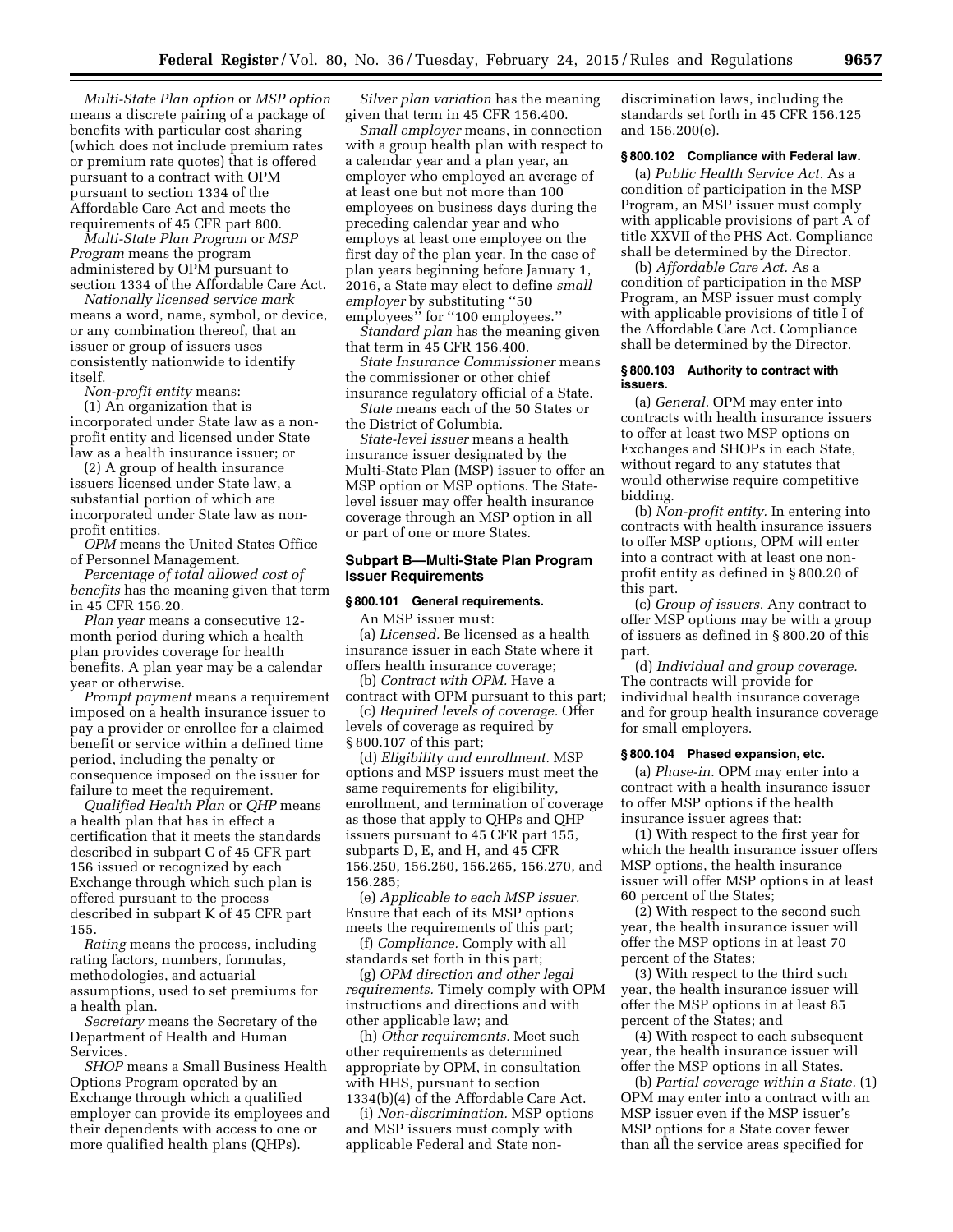*Multi-State Plan option* or *MSP option* means a discrete pairing of a package of benefits with particular cost sharing (which does not include premium rates or premium rate quotes) that is offered pursuant to a contract with OPM pursuant to section 1334 of the Affordable Care Act and meets the requirements of 45 CFR part 800.

*Multi-State Plan Program* or *MSP Program* means the program administered by OPM pursuant to section 1334 of the Affordable Care Act.

*Nationally licensed service mark* means a word, name, symbol, or device, or any combination thereof, that an issuer or group of issuers uses consistently nationwide to identify itself.

*Non-profit entity* means:

(1) An organization that is incorporated under State law as a non-profit entity and licensed under State law as a health insurance issuer; or

(2) A group of health insurance issuers licensed under State law, a substantial portion of which are incorporated under State law as non-profit entities.

*OPM* means the United States Office of Personnel Management.

*Percentage of total allowed cost of benefits* has the meaning given that term in 45 CFR 156.20.

*Plan year* means a consecutive 12-month period during which a health plan provides coverage for health benefits. A plan year may be a calendar year or otherwise.

*Prompt payment* means a requirement imposed on a health insurance issuer to pay a provider or enrollee for a claimed benefit or service within a defined time period, including the penalty or consequence imposed on the issuer for failure to meet the requirement.

*Qualified Health Plan* or *QHP* means a health plan that has in effect a certification that it meets the standards described in subpart C of 45 CFR part 156 issued or recognized by each Exchange through which such plan is offered pursuant to the process described in subpart K of 45 CFR part 155.

*Rating* means the process, including rating factors, numbers, formulas, methodologies, and actuarial assumptions, used to set premiums for a health plan.

*Secretary* means the Secretary of the Department of Health and Human Services.

*SHOP* means a Small Business Health Options Program operated by an Exchange through which a qualified employer can provide its employees and their dependents with access to one or more qualified health plans (QHPs).

*Silver plan variation* has the meaning given that term in 45 CFR 156.400.

*Small employer* means, in connection with a group health plan with respect to a calendar year and a plan year, an employer who employed an average of at least one but not more than 100 employees on business days during the preceding calendar year and who employs at least one employee on the first day of the plan year. In the case of plan years beginning before January 1, 2016, a State may elect to define *small employer* by substituting ''50 employees'' for ''100 employees.''

*Standard plan* has the meaning given that term in 45 CFR 156.400.

*State Insurance Commissioner* means the commissioner or other chief insurance regulatory official of a State.

*State* means each of the 50 States or the District of Columbia.

*State-level issuer* means a health insurance issuer designated by the Multi-State Plan (MSP) issuer to offer an MSP option or MSP options. The State-level issuer may offer health insurance coverage through an MSP option in all or part of one or more States.

## Subpart B—Multi-State Plan Program Issuer Requirements

### § 800.101 General requirements.

An MSP issuer must:

(a) *Licensed.* Be licensed as a health insurance issuer in each State where it offers health insurance coverage;

(b) *Contract with OPM.* Have a contract with OPM pursuant to this part;

(c) *Required levels of coverage.* Offer levels of coverage as required by § 800.107 of this part;

(d) *Eligibility and enrollment.* MSP options and MSP issuers must meet the same requirements for eligibility, enrollment, and termination of coverage as those that apply to QHPs and QHP issuers pursuant to 45 CFR part 155, subparts D, E, and H, and 45 CFR 156.250, 156.260, 156.265, 156.270, and 156.285;

(e) *Applicable to each MSP issuer.* Ensure that each of its MSP options meets the requirements of this part;

(f) *Compliance.* Comply with all standards set forth in this part;

(g) *OPM direction and other legal requirements.* Timely comply with OPM instructions and directions and with other applicable law; and

(h) *Other requirements.* Meet such other requirements as determined appropriate by OPM, in consultation with HHS, pursuant to section 1334(b)(4) of the Affordable Care Act.

(i) *Non-discrimination.* MSP options and MSP issuers must comply with applicable Federal and State non-discrimination laws, including the standards set forth in 45 CFR 156.125 and 156.200(e).

### § 800.102 Compliance with Federal law.

(a) *Public Health Service Act.* As a condition of participation in the MSP Program, an MSP issuer must comply with applicable provisions of part A of title XXVII of the PHS Act. Compliance shall be determined by the Director.

(b) *Affordable Care Act.* As a condition of participation in the MSP Program, an MSP issuer must comply with applicable provisions of title I of the Affordable Care Act. Compliance shall be determined by the Director.

### § 800.103 Authority to contract with issuers.

(a) *General.* OPM may enter into contracts with health insurance issuers to offer at least two MSP options on Exchanges and SHOPs in each State, without regard to any statutes that would otherwise require competitive bidding.

(b) *Non-profit entity.* In entering into contracts with health insurance issuers to offer MSP options, OPM will enter into a contract with at least one non-profit entity as defined in § 800.20 of this part.

(c) *Group of issuers.* Any contract to offer MSP options may be with a group of issuers as defined in § 800.20 of this part.

(d) *Individual and group coverage.* The contracts will provide for individual health insurance coverage and for group health insurance coverage for small employers.

### § 800.104 Phased expansion, etc.

(a) *Phase-in.* OPM may enter into a contract with a health insurance issuer to offer MSP options if the health insurance issuer agrees that:

(1) With respect to the first year for which the health insurance issuer offers MSP options, the health insurance issuer will offer MSP options in at least 60 percent of the States;

(2) With respect to the second such year, the health insurance issuer will offer the MSP options in at least 70 percent of the States;

(3) With respect to the third such year, the health insurance issuer will offer the MSP options in at least 85 percent of the States; and

(4) With respect to each subsequent year, the health insurance issuer will offer the MSP options in all States.

(b) *Partial coverage within a State.* (1) OPM may enter into a contract with an MSP issuer even if the MSP issuer's MSP options for a State cover fewer than all the service areas specified for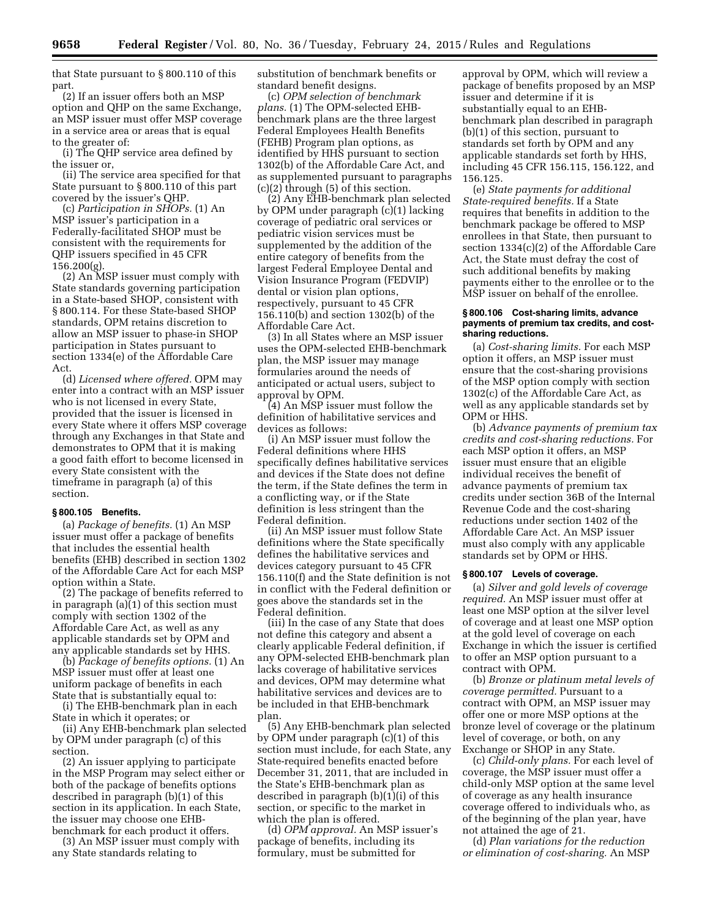that State pursuant to § 800.110 of this part.

(2) If an issuer offers both an MSP option and QHP on the same Exchange, an MSP issuer must offer MSP coverage in a service area or areas that is equal to the greater of:

(i) The QHP service area defined by the issuer or,

(ii) The service area specified for that State pursuant to § 800.110 of this part covered by the issuer's QHP.

(c) *Participation in SHOPs.* (1) An MSP issuer's participation in a Federally-facilitated SHOP must be consistent with the requirements for QHP issuers specified in 45 CFR 156.200(g).

(2) An MSP issuer must comply with State standards governing participation in a State-based SHOP, consistent with § 800.114. For these State-based SHOP standards, OPM retains discretion to allow an MSP issuer to phase-in SHOP participation in States pursuant to section 1334(e) of the Affordable Care Act.

(d) *Licensed where offered.* OPM may enter into a contract with an MSP issuer who is not licensed in every State, provided that the issuer is licensed in every State where it offers MSP coverage through any Exchanges in that State and demonstrates to OPM that it is making a good faith effort to become licensed in every State consistent with the timeframe in paragraph (a) of this section.

### § 800.105 Benefits.

(a) *Package of benefits.* (1) An MSP issuer must offer a package of benefits that includes the essential health benefits (EHB) described in section 1302 of the Affordable Care Act for each MSP option within a State.

(2) The package of benefits referred to in paragraph (a)(1) of this section must comply with section 1302 of the Affordable Care Act, as well as any applicable standards set by OPM and any applicable standards set by HHS.

(b) *Package of benefits options.* (1) An MSP issuer must offer at least one uniform package of benefits in each State that is substantially equal to:

(i) The EHB-benchmark plan in each State in which it operates; or

(ii) Any EHB-benchmark plan selected by OPM under paragraph (c) of this section.

(2) An issuer applying to participate in the MSP Program may select either or both of the package of benefits options described in paragraph (b)(1) of this section in its application. In each State, the issuer may choose one EHB-benchmark for each product it offers.

(3) An MSP issuer must comply with any State standards relating to substitution of benchmark benefits or standard benefit designs.

(c) *OPM selection of benchmark plans.* (1) The OPM-selected EHB-benchmark plans are the three largest Federal Employees Health Benefits (FEHB) Program plan options, as identified by HHS pursuant to section 1302(b) of the Affordable Care Act, and as supplemented pursuant to paragraphs (c)(2) through (5) of this section.

(2) Any EHB-benchmark plan selected by OPM under paragraph (c)(1) lacking coverage of pediatric oral services or pediatric vision services must be supplemented by the addition of the entire category of benefits from the largest Federal Employee Dental and Vision Insurance Program (FEDVIP) dental or vision plan options, respectively, pursuant to 45 CFR 156.110(b) and section 1302(b) of the Affordable Care Act.

(3) In all States where an MSP issuer uses the OPM-selected EHB-benchmark plan, the MSP issuer may manage formularies around the needs of anticipated or actual users, subject to approval by OPM.

(4) An MSP issuer must follow the definition of habilitative services and devices as follows:

(i) An MSP issuer must follow the Federal definitions where HHS specifically defines habilitative services and devices if the State does not define the term, if the State defines the term in a conflicting way, or if the State definition is less stringent than the Federal definition.

(ii) An MSP issuer must follow State definitions where the State specifically defines the habilitative services and devices category pursuant to 45 CFR 156.110(f) and the State definition is not in conflict with the Federal definition or goes above the standards set in the Federal definition.

(iii) In the case of any State that does not define this category and absent a clearly applicable Federal definition, if any OPM-selected EHB-benchmark plan lacks coverage of habilitative services and devices, OPM may determine what habilitative services and devices are to be included in that EHB-benchmark plan.

(5) Any EHB-benchmark plan selected by OPM under paragraph (c)(1) of this section must include, for each State, any State-required benefits enacted before December 31, 2011, that are included in the State's EHB-benchmark plan as described in paragraph (b)(1)(i) of this section, or specific to the market in which the plan is offered.

(d) *OPM approval.* An MSP issuer's package of benefits, including its formulary, must be submitted for approval by OPM, which will review a package of benefits proposed by an MSP issuer and determine if it is substantially equal to an EHB-benchmark plan described in paragraph (b)(1) of this section, pursuant to standards set forth by OPM and any applicable standards set forth by HHS, including 45 CFR 156.115, 156.122, and 156.125.

(e) *State payments for additional State-required benefits.* If a State requires that benefits in addition to the benchmark package be offered to MSP enrollees in that State, then pursuant to section 1334(c)(2) of the Affordable Care Act, the State must defray the cost of such additional benefits by making payments either to the enrollee or to the MSP issuer on behalf of the enrollee.

### § 800.106 Cost-sharing limits, advance payments of premium tax credits, and cost-sharing reductions.

(a) *Cost-sharing limits.* For each MSP option it offers, an MSP issuer must ensure that the cost-sharing provisions of the MSP option comply with section 1302(c) of the Affordable Care Act, as well as any applicable standards set by OPM or HHS.

(b) *Advance payments of premium tax credits and cost-sharing reductions.* For each MSP option it offers, an MSP issuer must ensure that an eligible individual receives the benefit of advance payments of premium tax credits under section 36B of the Internal Revenue Code and the cost-sharing reductions under section 1402 of the Affordable Care Act. An MSP issuer must also comply with any applicable standards set by OPM or HHS.

### § 800.107 Levels of coverage.

(a) *Silver and gold levels of coverage required.* An MSP issuer must offer at least one MSP option at the silver level of coverage and at least one MSP option at the gold level of coverage on each Exchange in which the issuer is certified to offer an MSP option pursuant to a contract with OPM.

(b) *Bronze or platinum metal levels of coverage permitted.* Pursuant to a contract with OPM, an MSP issuer may offer one or more MSP options at the bronze level of coverage or the platinum level of coverage, or both, on any Exchange or SHOP in any State.

(c) *Child-only plans.* For each level of coverage, the MSP issuer must offer a child-only MSP option at the same level of coverage as any health insurance coverage offered to individuals who, as of the beginning of the plan year, have not attained the age of 21.

(d) *Plan variations for the reduction or elimination of cost-sharing.* An MSP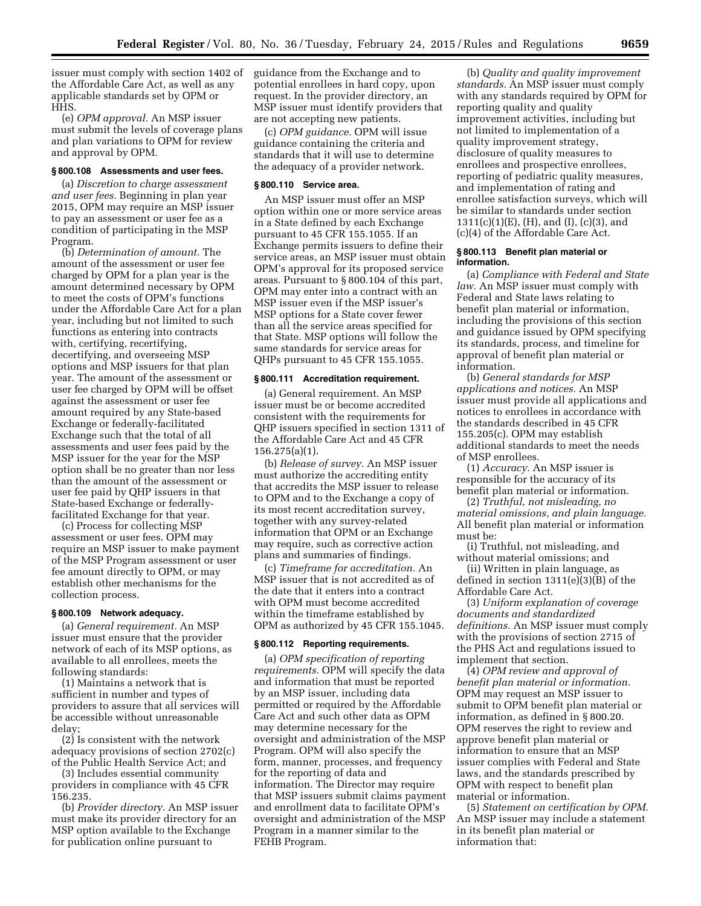issuer must comply with section 1402 of the Affordable Care Act, as well as any applicable standards set by OPM or HHS.

(e) *OPM approval.* An MSP issuer must submit the levels of coverage plans and plan variations to OPM for review and approval by OPM.

#### § 800.108 Assessments and user fees.

(a) *Discretion to charge assessment and user fees.* Beginning in plan year 2015, OPM may require an MSP issuer to pay an assessment or user fee as a condition of participating in the MSP Program.

(b) *Determination of amount.* The amount of the assessment or user fee charged by OPM for a plan year is the amount determined necessary by OPM to meet the costs of OPM's functions under the Affordable Care Act for a plan year, including but not limited to such functions as entering into contracts with, certifying, recertifying, decertifying, and overseeing MSP options and MSP issuers for that plan year. The amount of the assessment or user fee charged by OPM will be offset against the assessment or user fee amount required by any State-based Exchange or federally-facilitated Exchange such that the total of all assessments and user fees paid by the MSP issuer for the year for the MSP option shall be no greater than nor less than the amount of the assessment or user fee paid by QHP issuers in that State-based Exchange or federally-facilitated Exchange for that year.

(c) Process for collecting MSP assessment or user fees. OPM may require an MSP issuer to make payment of the MSP Program assessment or user fee amount directly to OPM, or may establish other mechanisms for the collection process.

#### § 800.109 Network adequacy.

(a) *General requirement.* An MSP issuer must ensure that the provider network of each of its MSP options, as available to all enrollees, meets the following standards:

(1) Maintains a network that is sufficient in number and types of providers to assure that all services will be accessible without unreasonable delay;

(2) Is consistent with the network adequacy provisions of section 2702(c) of the Public Health Service Act; and

(3) Includes essential community providers in compliance with 45 CFR 156.235.

(b) *Provider directory.* An MSP issuer must make its provider directory for an MSP option available to the Exchange for publication online pursuant to guidance from the Exchange and to potential enrollees in hard copy, upon request. In the provider directory, an MSP issuer must identify providers that are not accepting new patients.

(c) *OPM guidance.* OPM will issue guidance containing the criteria and standards that it will use to determine the adequacy of a provider network.

#### § 800.110 Service area.

An MSP issuer must offer an MSP option within one or more service areas in a State defined by each Exchange pursuant to 45 CFR 155.1055. If an Exchange permits issuers to define their service areas, an MSP issuer must obtain OPM's approval for its proposed service areas. Pursuant to § 800.104 of this part, OPM may enter into a contract with an MSP issuer even if the MSP issuer's MSP options for a State cover fewer than all the service areas specified for that State. MSP options will follow the same standards for service areas for QHPs pursuant to 45 CFR 155.1055.

#### § 800.111 Accreditation requirement.

(a) General requirement. An MSP issuer must be or become accredited consistent with the requirements for QHP issuers specified in section 1311 of the Affordable Care Act and 45 CFR 156.275(a)(1).

(b) *Release of survey.* An MSP issuer must authorize the accrediting entity that accredits the MSP issuer to release to OPM and to the Exchange a copy of its most recent accreditation survey, together with any survey-related information that OPM or an Exchange may require, such as corrective action plans and summaries of findings.

(c) *Timeframe for accreditation.* An MSP issuer that is not accredited as of the date that it enters into a contract with OPM must become accredited within the timeframe established by OPM as authorized by 45 CFR 155.1045.

#### § 800.112 Reporting requirements.

(a) *OPM specification of reporting requirements.* OPM will specify the data and information that must be reported by an MSP issuer, including data permitted or required by the Affordable Care Act and such other data as OPM may determine necessary for the oversight and administration of the MSP Program. OPM will also specify the form, manner, processes, and frequency for the reporting of data and information. The Director may require that MSP issuers submit claims payment and enrollment data to facilitate OPM's oversight and administration of the MSP Program in a manner similar to the FEHB Program.

(b) *Quality and quality improvement standards.* An MSP issuer must comply with any standards required by OPM for reporting quality and quality improvement activities, including but not limited to implementation of a quality improvement strategy, disclosure of quality measures to enrollees and prospective enrollees, reporting of pediatric quality measures, and implementation of rating and enrollee satisfaction surveys, which will be similar to standards under section 1311(c)(1)(E), (H), and (I), (c)(3), and (c)(4) of the Affordable Care Act.

#### § 800.113 Benefit plan material or information.

(a) *Compliance with Federal and State law.* An MSP issuer must comply with Federal and State laws relating to benefit plan material or information, including the provisions of this section and guidance issued by OPM specifying its standards, process, and timeline for approval of benefit plan material or information.

(b) *General standards for MSP applications and notices.* An MSP issuer must provide all applications and notices to enrollees in accordance with the standards described in 45 CFR 155.205(c). OPM may establish additional standards to meet the needs of MSP enrollees.

(1) *Accuracy.* An MSP issuer is responsible for the accuracy of its benefit plan material or information.

(2) *Truthful, not misleading, no material omissions, and plain language.* All benefit plan material or information must be:

(i) Truthful, not misleading, and without material omissions; and

(ii) Written in plain language, as defined in section 1311(e)(3)(B) of the Affordable Care Act.

(3) *Uniform explanation of coverage documents and standardized definitions.* An MSP issuer must comply with the provisions of section 2715 of the PHS Act and regulations issued to implement that section.

(4) *OPM review and approval of benefit plan material or information.* OPM may request an MSP issuer to submit to OPM benefit plan material or information, as defined in § 800.20. OPM reserves the right to review and approve benefit plan material or information to ensure that an MSP issuer complies with Federal and State laws, and the standards prescribed by OPM with respect to benefit plan material or information.

(5) *Statement on certification by OPM.* An MSP issuer may include a statement in its benefit plan material or information that: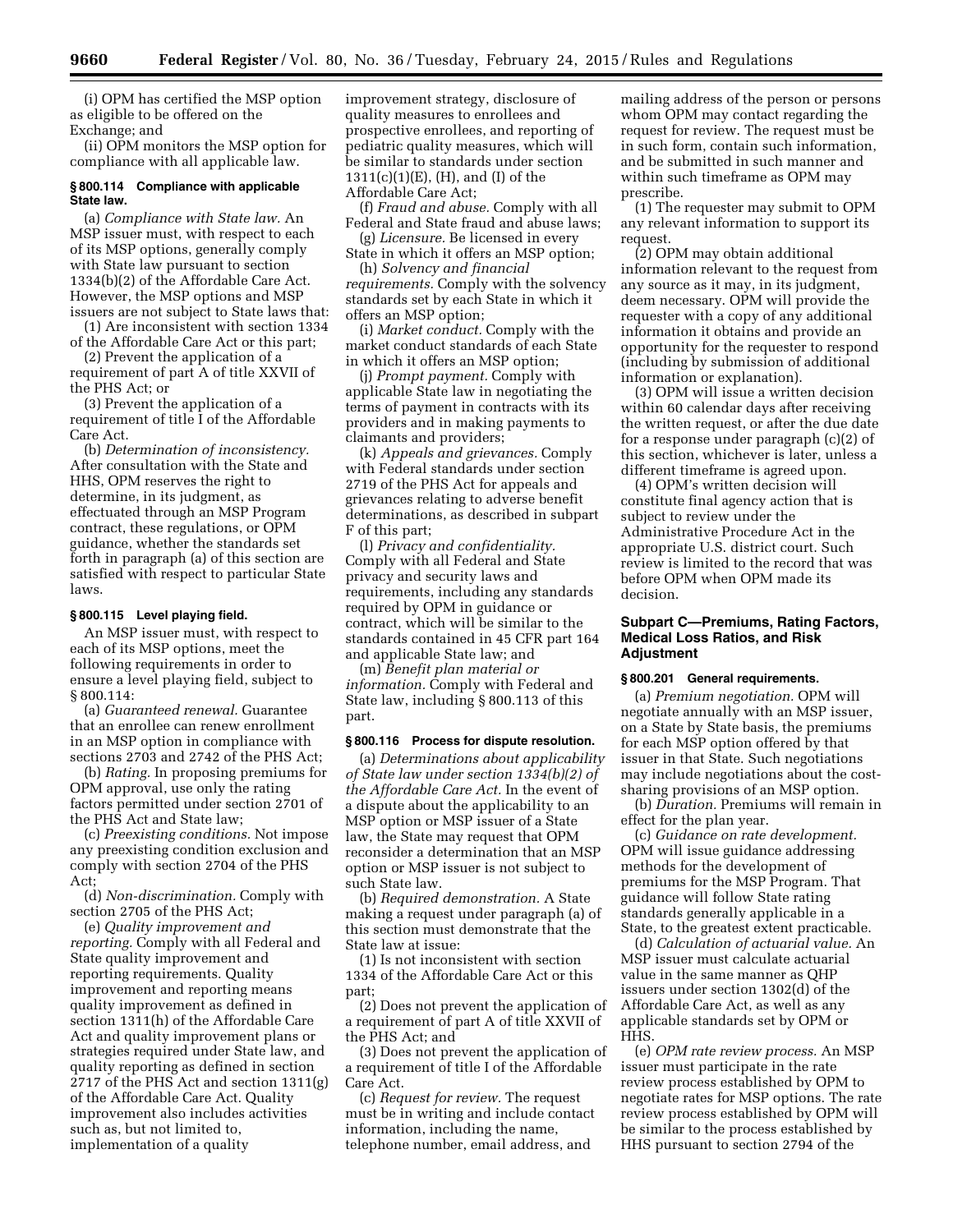(i) OPM has certified the MSP option as eligible to be offered on the Exchange; and

(ii) OPM monitors the MSP option for compliance with all applicable law.

### § 800.114 Compliance with applicable State law.

(a) *Compliance with State law.* An MSP issuer must, with respect to each of its MSP options, generally comply with State law pursuant to section 1334(b)(2) of the Affordable Care Act. However, the MSP options and MSP issuers are not subject to State laws that:

(1) Are inconsistent with section 1334 of the Affordable Care Act or this part;

(2) Prevent the application of a requirement of part A of title XXVII of the PHS Act; or

(3) Prevent the application of a requirement of title I of the Affordable Care Act.

(b) *Determination of inconsistency.* After consultation with the State and HHS, OPM reserves the right to determine, in its judgment, as effectuated through an MSP Program contract, these regulations, or OPM guidance, whether the standards set forth in paragraph (a) of this section are satisfied with respect to particular State laws.

### § 800.115 Level playing field.

An MSP issuer must, with respect to each of its MSP options, meet the following requirements in order to ensure a level playing field, subject to § 800.114:

(a) *Guaranteed renewal.* Guarantee that an enrollee can renew enrollment in an MSP option in compliance with sections 2703 and 2742 of the PHS Act;

(b) *Rating.* In proposing premiums for OPM approval, use only the rating factors permitted under section 2701 of the PHS Act and State law;

(c) *Preexisting conditions.* Not impose any preexisting condition exclusion and comply with section 2704 of the PHS Act;

(d) *Non-discrimination.* Comply with section 2705 of the PHS Act;

(e) *Quality improvement and reporting.* Comply with all Federal and State quality improvement and reporting requirements. Quality improvement and reporting means quality improvement as defined in section 1311(h) of the Affordable Care Act and quality improvement plans or strategies required under State law, and quality reporting as defined in section 2717 of the PHS Act and section 1311(g) of the Affordable Care Act. Quality improvement also includes activities such as, but not limited to, implementation of a quality improvement strategy, disclosure of quality measures to enrollees and prospective enrollees, and reporting of pediatric quality measures, which will be similar to standards under section 1311(c)(1)(E), (H), and (I) of the Affordable Care Act;

(f) *Fraud and abuse.* Comply with all Federal and State fraud and abuse laws;

(g) *Licensure.* Be licensed in every State in which it offers an MSP option;

(h) *Solvency and financial requirements.* Comply with the solvency standards set by each State in which it offers an MSP option;

(i) *Market conduct.* Comply with the market conduct standards of each State in which it offers an MSP option;

(j) *Prompt payment.* Comply with applicable State law in negotiating the terms of payment in contracts with its providers and in making payments to claimants and providers;

(k) *Appeals and grievances.* Comply with Federal standards under section 2719 of the PHS Act for appeals and grievances relating to adverse benefit determinations, as described in subpart F of this part;

(l) *Privacy and confidentiality.* Comply with all Federal and State privacy and security laws and requirements, including any standards required by OPM in guidance or contract, which will be similar to the standards contained in 45 CFR part 164 and applicable State law; and

(m) *Benefit plan material or information.* Comply with Federal and State law, including § 800.113 of this part.

### § 800.116 Process for dispute resolution.

(a) *Determinations about applicability of State law under section 1334(b)(2) of the Affordable Care Act.* In the event of a dispute about the applicability to an MSP option or MSP issuer of a State law, the State may request that OPM reconsider a determination that an MSP option or MSP issuer is not subject to such State law.

(b) *Required demonstration.* A State making a request under paragraph (a) of this section must demonstrate that the State law at issue:

(1) Is not inconsistent with section 1334 of the Affordable Care Act or this part;

(2) Does not prevent the application of a requirement of part A of title XXVII of the PHS Act; and

(3) Does not prevent the application of a requirement of title I of the Affordable Care Act.

(c) *Request for review.* The request must be in writing and include contact information, including the name, telephone number, email address, and mailing address of the person or persons whom OPM may contact regarding the request for review. The request must be in such form, contain such information, and be submitted in such manner and within such timeframe as OPM may prescribe.

(1) The requester may submit to OPM any relevant information to support its request.

(2) OPM may obtain additional information relevant to the request from any source as it may, in its judgment, deem necessary. OPM will provide the requester with a copy of any additional information it obtains and provide an opportunity for the requester to respond (including by submission of additional information or explanation).

(3) OPM will issue a written decision within 60 calendar days after receiving the written request, or after the due date for a response under paragraph (c)(2) of this section, whichever is later, unless a different timeframe is agreed upon.

(4) OPM's written decision will constitute final agency action that is subject to review under the Administrative Procedure Act in the appropriate U.S. district court. Such review is limited to the record that was before OPM when OPM made its decision.

## Subpart C—Premiums, Rating Factors, Medical Loss Ratios, and Risk Adjustment

### § 800.201 General requirements.

(a) *Premium negotiation.* OPM will negotiate annually with an MSP issuer, on a State by State basis, the premiums for each MSP option offered by that issuer in that State. Such negotiations may include negotiations about the cost-sharing provisions of an MSP option.

(b) *Duration.* Premiums will remain in effect for the plan year.

(c) *Guidance on rate development.* OPM will issue guidance addressing methods for the development of premiums for the MSP Program. That guidance will follow State rating standards generally applicable in a State, to the greatest extent practicable.

(d) *Calculation of actuarial value.* An MSP issuer must calculate actuarial value in the same manner as QHP issuers under section 1302(d) of the Affordable Care Act, as well as any applicable standards set by OPM or HHS.

(e) *OPM rate review process.* An MSP issuer must participate in the rate review process established by OPM to negotiate rates for MSP options. The rate review process established by OPM will be similar to the process established by HHS pursuant to section 2794 of the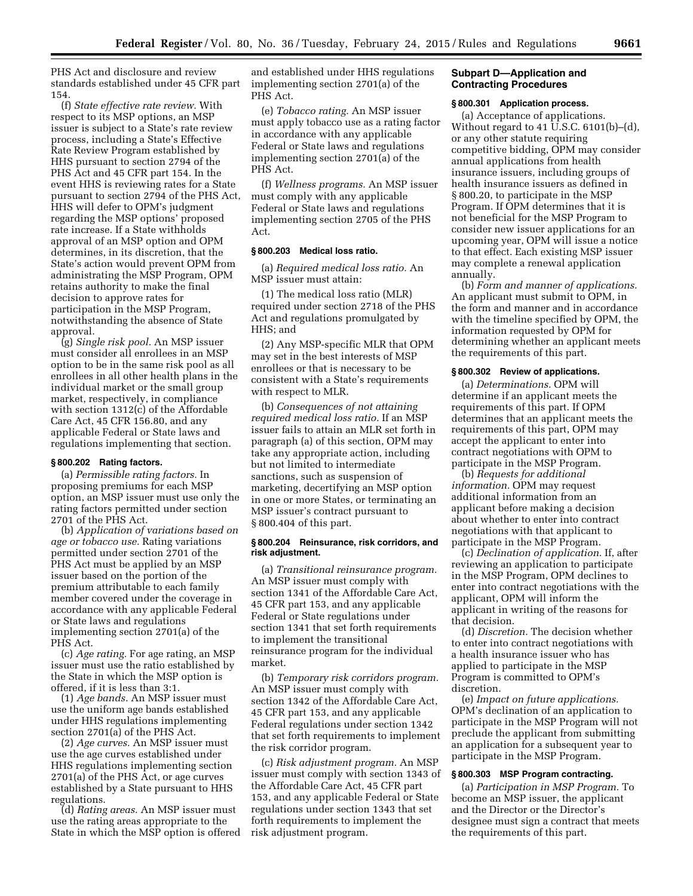PHS Act and disclosure and review standards established under 45 CFR part 154.

(f) *State effective rate review.* With respect to its MSP options, an MSP issuer is subject to a State's rate review process, including a State's Effective Rate Review Program established by HHS pursuant to section 2794 of the PHS Act and 45 CFR part 154. In the event HHS is reviewing rates for a State pursuant to section 2794 of the PHS Act, HHS will defer to OPM's judgment regarding the MSP options' proposed rate increase. If a State withholds approval of an MSP option and OPM determines, in its discretion, that the State's action would prevent OPM from administrating the MSP Program, OPM retains authority to make the final decision to approve rates for participation in the MSP Program, notwithstanding the absence of State approval.

(g) *Single risk pool.* An MSP issuer must consider all enrollees in an MSP option to be in the same risk pool as all enrollees in all other health plans in the individual market or the small group market, respectively, in compliance with section 1312(c) of the Affordable Care Act, 45 CFR 156.80, and any applicable Federal or State laws and regulations implementing that section.

### § 800.202 Rating factors.

(a) *Permissible rating factors.* In proposing premiums for each MSP option, an MSP issuer must use only the rating factors permitted under section 2701 of the PHS Act.

(b) *Application of variations based on age or tobacco use.* Rating variations permitted under section 2701 of the PHS Act must be applied by an MSP issuer based on the portion of the premium attributable to each family member covered under the coverage in accordance with any applicable Federal or State laws and regulations implementing section 2701(a) of the PHS Act.

(c) *Age rating.* For age rating, an MSP issuer must use the ratio established by the State in which the MSP option is offered, if it is less than 3:1.

(1) *Age bands.* An MSP issuer must use the uniform age bands established under HHS regulations implementing section 2701(a) of the PHS Act.

(2) *Age curves.* An MSP issuer must use the age curves established under HHS regulations implementing section 2701(a) of the PHS Act, or age curves established by a State pursuant to HHS regulations.

(d) *Rating areas.* An MSP issuer must use the rating areas appropriate to the State in which the MSP option is offered and established under HHS regulations implementing section 2701(a) of the PHS Act.

(e) *Tobacco rating.* An MSP issuer must apply tobacco use as a rating factor in accordance with any applicable Federal or State laws and regulations implementing section 2701(a) of the PHS Act.

(f) *Wellness programs.* An MSP issuer must comply with any applicable Federal or State laws and regulations implementing section 2705 of the PHS Act.

### § 800.203 Medical loss ratio.

(a) *Required medical loss ratio.* An MSP issuer must attain:

(1) The medical loss ratio (MLR) required under section 2718 of the PHS Act and regulations promulgated by HHS; and

(2) Any MSP-specific MLR that OPM may set in the best interests of MSP enrollees or that is necessary to be consistent with a State's requirements with respect to MLR.

(b) *Consequences of not attaining required medical loss ratio.* If an MSP issuer fails to attain an MLR set forth in paragraph (a) of this section, OPM may take any appropriate action, including but not limited to intermediate sanctions, such as suspension of marketing, decertifying an MSP option in one or more States, or terminating an MSP issuer's contract pursuant to § 800.404 of this part.

### § 800.204 Reinsurance, risk corridors, and risk adjustment.

(a) *Transitional reinsurance program.* An MSP issuer must comply with section 1341 of the Affordable Care Act, 45 CFR part 153, and any applicable Federal or State regulations under section 1341 that set forth requirements to implement the transitional reinsurance program for the individual market.

(b) *Temporary risk corridors program.* An MSP issuer must comply with section 1342 of the Affordable Care Act, 45 CFR part 153, and any applicable Federal regulations under section 1342 that set forth requirements to implement the risk corridor program.

(c) *Risk adjustment program.* An MSP issuer must comply with section 1343 of the Affordable Care Act, 45 CFR part 153, and any applicable Federal or State regulations under section 1343 that set forth requirements to implement the risk adjustment program.

## Subpart D—Application and Contracting Procedures

### § 800.301 Application process.

(a) Acceptance of applications. Without regard to 41 U.S.C. 6101(b)–(d), or any other statute requiring competitive bidding, OPM may consider annual applications from health insurance issuers, including groups of health insurance issuers as defined in § 800.20, to participate in the MSP Program. If OPM determines that it is not beneficial for the MSP Program to consider new issuer applications for an upcoming year, OPM will issue a notice to that effect. Each existing MSP issuer may complete a renewal application annually.

(b) *Form and manner of applications.* An applicant must submit to OPM, in the form and manner and in accordance with the timeline specified by OPM, the information requested by OPM for determining whether an applicant meets the requirements of this part.

### § 800.302 Review of applications.

(a) *Determinations.* OPM will determine if an applicant meets the requirements of this part. If OPM determines that an applicant meets the requirements of this part, OPM may accept the applicant to enter into contract negotiations with OPM to participate in the MSP Program.

(b) *Requests for additional information.* OPM may request additional information from an applicant before making a decision about whether to enter into contract negotiations with that applicant to participate in the MSP Program.

(c) *Declination of application.* If, after reviewing an application to participate in the MSP Program, OPM declines to enter into contract negotiations with the applicant, OPM will inform the applicant in writing of the reasons for that decision.

(d) *Discretion.* The decision whether to enter into contract negotiations with a health insurance issuer who has applied to participate in the MSP Program is committed to OPM's discretion.

(e) *Impact on future applications.* OPM's declination of an application to participate in the MSP Program will not preclude the applicant from submitting an application for a subsequent year to participate in the MSP Program.

### § 800.303 MSP Program contracting.

(a) *Participation in MSP Program.* To become an MSP issuer, the applicant and the Director or the Director's designee must sign a contract that meets the requirements of this part.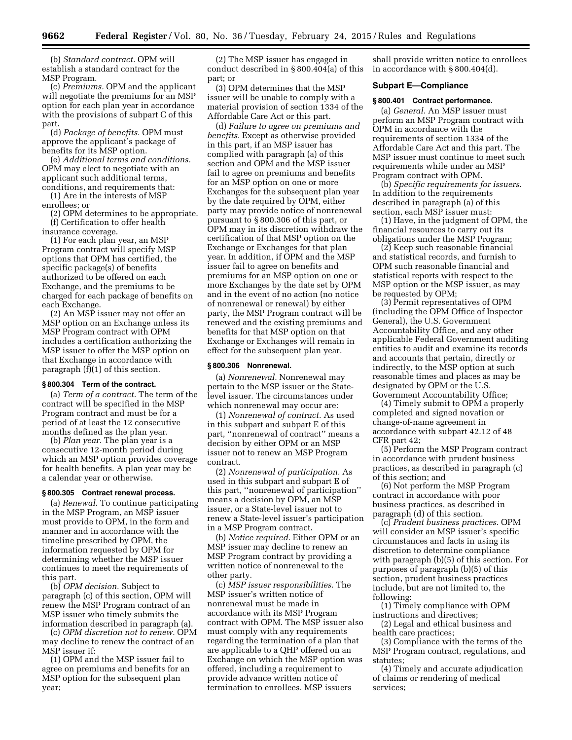(b) *Standard contract.* OPM will establish a standard contract for the MSP Program.

(c) *Premiums.* OPM and the applicant will negotiate the premiums for an MSP option for each plan year in accordance with the provisions of subpart C of this part.

(d) *Package of benefits.* OPM must approve the applicant's package of benefits for its MSP option.

(e) *Additional terms and conditions.* OPM may elect to negotiate with an applicant such additional terms, conditions, and requirements that:

(1) Are in the interests of MSP enrollees; or

(2) OPM determines to be appropriate.

(f) Certification to offer health insurance coverage.

(1) For each plan year, an MSP Program contract will specify MSP options that OPM has certified, the specific package(s) of benefits authorized to be offered on each Exchange, and the premiums to be charged for each package of benefits on each Exchange.

(2) An MSP issuer may not offer an MSP option on an Exchange unless its MSP Program contract with OPM includes a certification authorizing the MSP issuer to offer the MSP option on that Exchange in accordance with paragraph (f)(1) of this section.

### § 800.304 Term of the contract.

(a) *Term of a contract.* The term of the contract will be specified in the MSP Program contract and must be for a period of at least the 12 consecutive months defined as the plan year.

(b) *Plan year.* The plan year is a consecutive 12-month period during which an MSP option provides coverage for health benefits. A plan year may be a calendar year or otherwise.

### § 800.305 Contract renewal process.

(a) *Renewal.* To continue participating in the MSP Program, an MSP issuer must provide to OPM, in the form and manner and in accordance with the timeline prescribed by OPM, the information requested by OPM for determining whether the MSP issuer continues to meet the requirements of this part.

(b) *OPM decision.* Subject to paragraph (c) of this section, OPM will renew the MSP Program contract of an MSP issuer who timely submits the information described in paragraph (a).

(c) *OPM discretion not to renew.* OPM may decline to renew the contract of an MSP issuer if:

(1) OPM and the MSP issuer fail to agree on premiums and benefits for an MSP option for the subsequent plan year;

(2) The MSP issuer has engaged in conduct described in § 800.404(a) of this part; or

(3) OPM determines that the MSP issuer will be unable to comply with a material provision of section 1334 of the Affordable Care Act or this part.

(d) *Failure to agree on premiums and benefits.* Except as otherwise provided in this part, if an MSP issuer has complied with paragraph (a) of this section and OPM and the MSP issuer fail to agree on premiums and benefits for an MSP option on one or more Exchanges for the subsequent plan year by the date required by OPM, either party may provide notice of nonrenewal pursuant to § 800.306 of this part, or OPM may in its discretion withdraw the certification of that MSP option on the Exchange or Exchanges for that plan year. In addition, if OPM and the MSP issuer fail to agree on benefits and premiums for an MSP option on one or more Exchanges by the date set by OPM and in the event of no action (no notice of nonrenewal or renewal) by either party, the MSP Program contract will be renewed and the existing premiums and benefits for that MSP option on that Exchange or Exchanges will remain in effect for the subsequent plan year.

### § 800.306 Nonrenewal.

(a) *Nonrenewal.* Nonrenewal may pertain to the MSP issuer or the State-level issuer. The circumstances under which nonrenewal may occur are:

(1) *Nonrenewal of contract.* As used in this subpart and subpart E of this part, ''nonrenewal of contract'' means a decision by either OPM or an MSP issuer not to renew an MSP Program contract.

(2) *Nonrenewal of participation.* As used in this subpart and subpart E of this part, ''nonrenewal of participation'' means a decision by OPM, an MSP issuer, or a State-level issuer not to renew a State-level issuer's participation in a MSP Program contract.

(b) *Notice required.* Either OPM or an MSP issuer may decline to renew an MSP Program contract by providing a written notice of nonrenewal to the other party.

(c) *MSP issuer responsibilities.* The MSP issuer's written notice of nonrenewal must be made in accordance with its MSP Program contract with OPM. The MSP issuer also must comply with any requirements regarding the termination of a plan that are applicable to a QHP offered on an Exchange on which the MSP option was offered, including a requirement to provide advance written notice of termination to enrollees. MSP issuers shall provide written notice to enrollees in accordance with § 800.404(d).

## Subpart E—Compliance

### § 800.401 Contract performance.

(a) *General.* An MSP issuer must perform an MSP Program contract with OPM in accordance with the requirements of section 1334 of the Affordable Care Act and this part. The MSP issuer must continue to meet such requirements while under an MSP Program contract with OPM.

(b) *Specific requirements for issuers.* In addition to the requirements described in paragraph (a) of this section, each MSP issuer must:

(1) Have, in the judgment of OPM, the financial resources to carry out its obligations under the MSP Program;

(2) Keep such reasonable financial and statistical records, and furnish to OPM such reasonable financial and statistical reports with respect to the MSP option or the MSP issuer, as may be requested by OPM;

(3) Permit representatives of OPM (including the OPM Office of Inspector General), the U.S. Government Accountability Office, and any other applicable Federal Government auditing entities to audit and examine its records and accounts that pertain, directly or indirectly, to the MSP option at such reasonable times and places as may be designated by OPM or the U.S. Government Accountability Office;

(4) Timely submit to OPM a properly completed and signed novation or change-of-name agreement in accordance with subpart 42.12 of 48 CFR part 42;

(5) Perform the MSP Program contract in accordance with prudent business practices, as described in paragraph (c) of this section; and

(6) Not perform the MSP Program contract in accordance with poor business practices, as described in paragraph (d) of this section.

(c) *Prudent business practices.* OPM will consider an MSP issuer's specific circumstances and facts in using its discretion to determine compliance with paragraph (b)(5) of this section. For purposes of paragraph (b)(5) of this section, prudent business practices include, but are not limited to, the following:

(1) Timely compliance with OPM instructions and directives;

(2) Legal and ethical business and health care practices;

(3) Compliance with the terms of the MSP Program contract, regulations, and statutes;

(4) Timely and accurate adjudication of claims or rendering of medical services;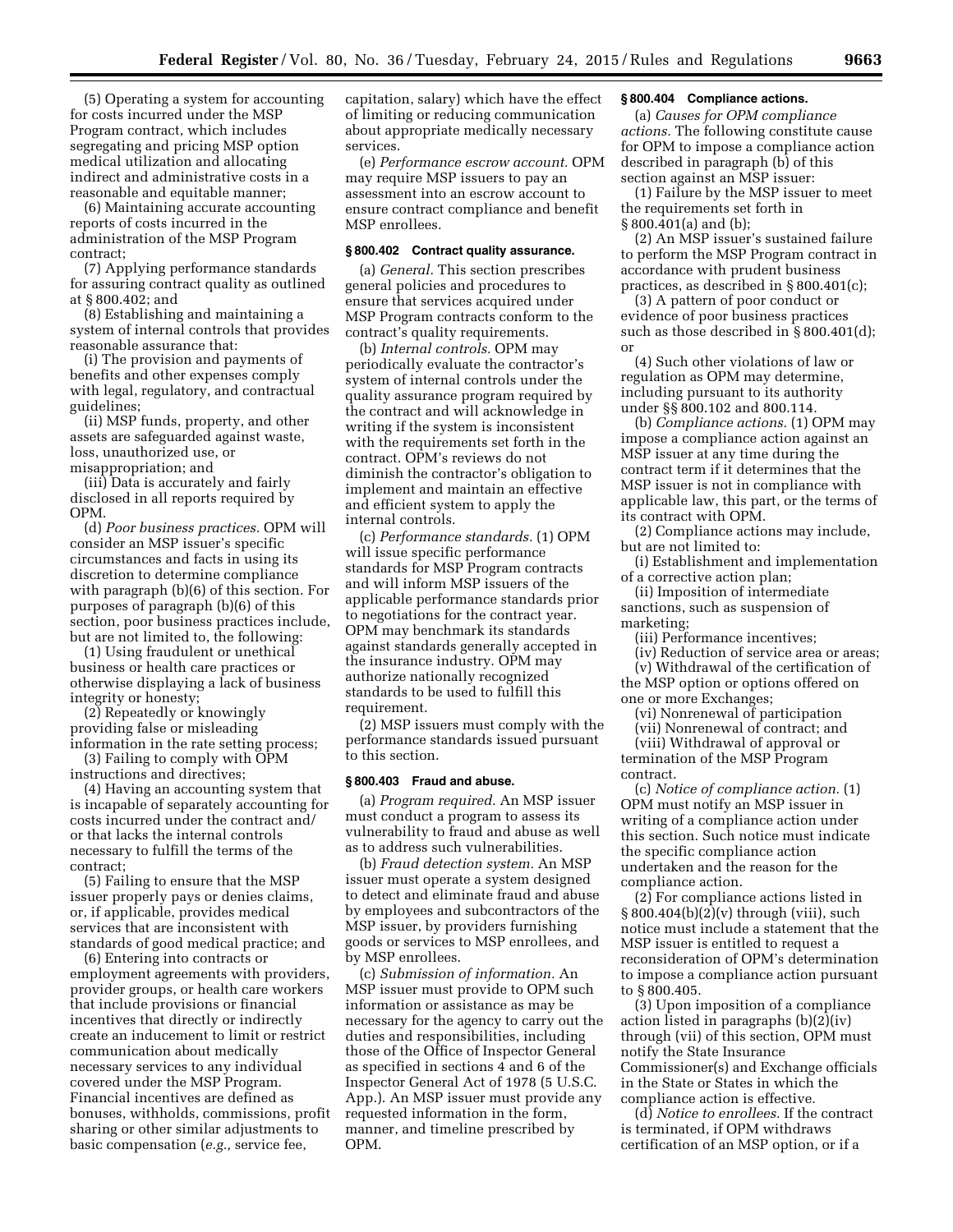(5) Operating a system for accounting for costs incurred under the MSP Program contract, which includes segregating and pricing MSP option medical utilization and allocating indirect and administrative costs in a reasonable and equitable manner;

(6) Maintaining accurate accounting reports of costs incurred in the administration of the MSP Program contract;

(7) Applying performance standards for assuring contract quality as outlined at § 800.402; and

(8) Establishing and maintaining a system of internal controls that provides reasonable assurance that:

(i) The provision and payments of benefits and other expenses comply with legal, regulatory, and contractual guidelines;

(ii) MSP funds, property, and other assets are safeguarded against waste, loss, unauthorized use, or misappropriation; and

(iii) Data is accurately and fairly disclosed in all reports required by OPM.

(d) *Poor business practices.* OPM will consider an MSP issuer's specific circumstances and facts in using its discretion to determine compliance with paragraph (b)(6) of this section. For purposes of paragraph (b)(6) of this section, poor business practices include, but are not limited to, the following:

(1) Using fraudulent or unethical business or health care practices or otherwise displaying a lack of business integrity or honesty;

(2) Repeatedly or knowingly providing false or misleading information in the rate setting process;

(3) Failing to comply with OPM instructions and directives;

(4) Having an accounting system that is incapable of separately accounting for costs incurred under the contract and/or that lacks the internal controls necessary to fulfill the terms of the contract;

(5) Failing to ensure that the MSP issuer properly pays or denies claims, or, if applicable, provides medical services that are inconsistent with standards of good medical practice; and

(6) Entering into contracts or employment agreements with providers, provider groups, or health care workers that include provisions or financial incentives that directly or indirectly create an inducement to limit or restrict communication about medically necessary services to any individual covered under the MSP Program. Financial incentives are defined as bonuses, withholds, commissions, profit sharing or other similar adjustments to basic compensation (*e.g.,* service fee, capitation, salary) which have the effect of limiting or reducing communication about appropriate medically necessary services.

(e) *Performance escrow account.* OPM may require MSP issuers to pay an assessment into an escrow account to ensure contract compliance and benefit MSP enrollees.

### § 800.402 Contract quality assurance.

(a) *General.* This section prescribes general policies and procedures to ensure that services acquired under MSP Program contracts conform to the contract's quality requirements.

(b) *Internal controls.* OPM may periodically evaluate the contractor's system of internal controls under the quality assurance program required by the contract and will acknowledge in writing if the system is inconsistent with the requirements set forth in the contract. OPM's reviews do not diminish the contractor's obligation to implement and maintain an effective and efficient system to apply the internal controls.

(c) *Performance standards.* (1) OPM will issue specific performance standards for MSP Program contracts and will inform MSP issuers of the applicable performance standards prior to negotiations for the contract year. OPM may benchmark its standards against standards generally accepted in the insurance industry. OPM may authorize nationally recognized standards to be used to fulfill this requirement.

(2) MSP issuers must comply with the performance standards issued pursuant to this section.

### § 800.403 Fraud and abuse.

(a) *Program required.* An MSP issuer must conduct a program to assess its vulnerability to fraud and abuse as well as to address such vulnerabilities.

(b) *Fraud detection system.* An MSP issuer must operate a system designed to detect and eliminate fraud and abuse by employees and subcontractors of the MSP issuer, by providers furnishing goods or services to MSP enrollees, and by MSP enrollees.

(c) *Submission of information.* An MSP issuer must provide to OPM such information or assistance as may be necessary for the agency to carry out the duties and responsibilities, including those of the Office of Inspector General as specified in sections 4 and 6 of the Inspector General Act of 1978 (5 U.S.C. App.). An MSP issuer must provide any requested information in the form, manner, and timeline prescribed by OPM.

### § 800.404 Compliance actions.

(a) *Causes for OPM compliance actions.* The following constitute cause for OPM to impose a compliance action described in paragraph (b) of this section against an MSP issuer:

(1) Failure by the MSP issuer to meet the requirements set forth in § 800.401(a) and (b);

(2) An MSP issuer's sustained failure to perform the MSP Program contract in accordance with prudent business practices, as described in § 800.401(c);

(3) A pattern of poor conduct or evidence of poor business practices such as those described in § 800.401(d); or

(4) Such other violations of law or regulation as OPM may determine, including pursuant to its authority under §§ 800.102 and 800.114.

(b) *Compliance actions.* (1) OPM may impose a compliance action against an MSP issuer at any time during the contract term if it determines that the MSP issuer is not in compliance with applicable law, this part, or the terms of its contract with OPM.

(2) Compliance actions may include, but are not limited to:

(i) Establishment and implementation of a corrective action plan;

(ii) Imposition of intermediate sanctions, such as suspension of marketing;

(iii) Performance incentives;

(iv) Reduction of service area or areas;

(v) Withdrawal of the certification of the MSP option or options offered on one or more Exchanges;

(vi) Nonrenewal of participation

(vii) Nonrenewal of contract; and

(viii) Withdrawal of approval or termination of the MSP Program contract.

(c) *Notice of compliance action.* (1) OPM must notify an MSP issuer in writing of a compliance action under this section. Such notice must indicate the specific compliance action undertaken and the reason for the compliance action.

(2) For compliance actions listed in § 800.404(b)(2)(v) through (viii), such notice must include a statement that the MSP issuer is entitled to request a reconsideration of OPM's determination to impose a compliance action pursuant to § 800.405.

(3) Upon imposition of a compliance action listed in paragraphs (b)(2)(iv) through (vii) of this section, OPM must notify the State Insurance Commissioner(s) and Exchange officials in the State or States in which the compliance action is effective.

(d) *Notice to enrollees.* If the contract is terminated, if OPM withdraws certification of an MSP option, or if a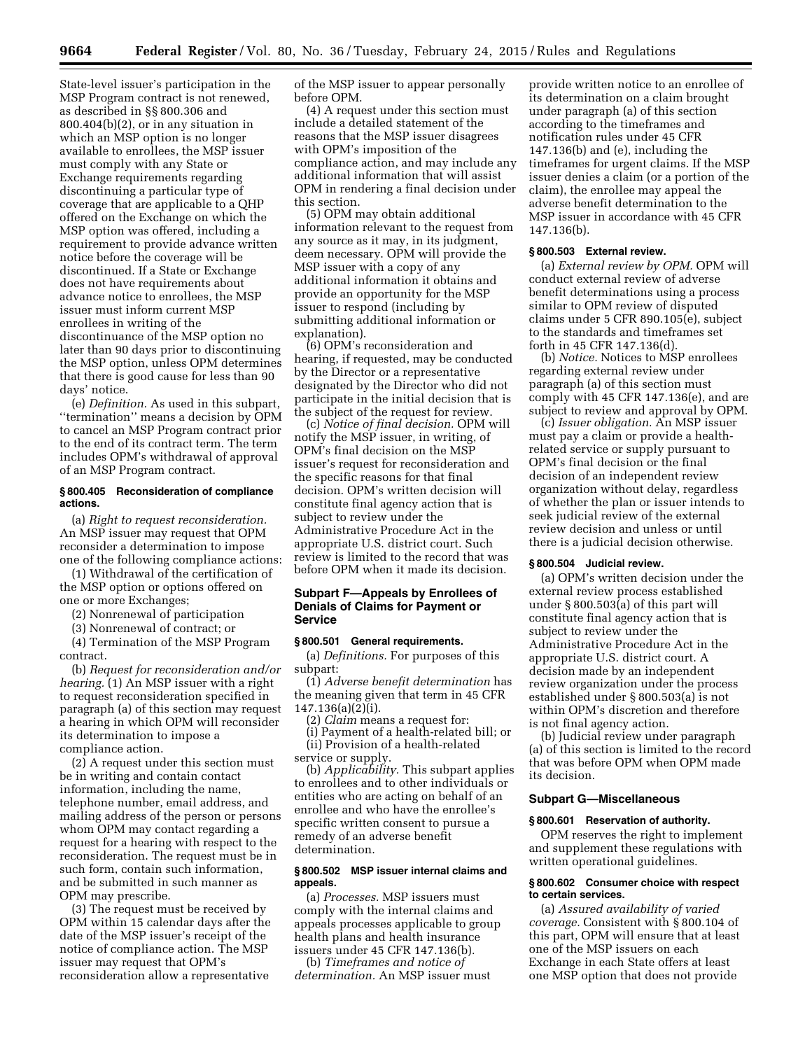State-level issuer's participation in the MSP Program contract is not renewed, as described in §§ 800.306 and 800.404(b)(2), or in any situation in which an MSP option is no longer available to enrollees, the MSP issuer must comply with any State or Exchange requirements regarding discontinuing a particular type of coverage that are applicable to a QHP offered on the Exchange on which the MSP option was offered, including a requirement to provide advance written notice before the coverage will be discontinued. If a State or Exchange does not have requirements about advance notice to enrollees, the MSP issuer must inform current MSP enrollees in writing of the discontinuance of the MSP option no later than 90 days prior to discontinuing the MSP option, unless OPM determines that there is good cause for less than 90 days' notice.

(e) *Definition.* As used in this subpart, ''termination'' means a decision by OPM to cancel an MSP Program contract prior to the end of its contract term. The term includes OPM's withdrawal of approval of an MSP Program contract.

#### § 800.405 Reconsideration of compliance actions.

(a) *Right to request reconsideration.* An MSP issuer may request that OPM reconsider a determination to impose one of the following compliance actions:

(1) Withdrawal of the certification of the MSP option or options offered on one or more Exchanges;

(2) Nonrenewal of participation

(3) Nonrenewal of contract; or

(4) Termination of the MSP Program contract.

(b) *Request for reconsideration and/or hearing.* (1) An MSP issuer with a right to request reconsideration specified in paragraph (a) of this section may request a hearing in which OPM will reconsider its determination to impose a compliance action.

(2) A request under this section must be in writing and contain contact information, including the name, telephone number, email address, and mailing address of the person or persons whom OPM may contact regarding a request for a hearing with respect to the reconsideration. The request must be in such form, contain such information, and be submitted in such manner as OPM may prescribe.

(3) The request must be received by OPM within 15 calendar days after the date of the MSP issuer's receipt of the notice of compliance action. The MSP issuer may request that OPM's reconsideration allow a representative of the MSP issuer to appear personally before OPM.

(4) A request under this section must include a detailed statement of the reasons that the MSP issuer disagrees with OPM's imposition of the compliance action, and may include any additional information that will assist OPM in rendering a final decision under this section.

(5) OPM may obtain additional information relevant to the request from any source as it may, in its judgment, deem necessary. OPM will provide the MSP issuer with a copy of any additional information it obtains and provide an opportunity for the MSP issuer to respond (including by submitting additional information or explanation).

(6) OPM's reconsideration and hearing, if requested, may be conducted by the Director or a representative designated by the Director who did not participate in the initial decision that is the subject of the request for review.

(c) *Notice of final decision.* OPM will notify the MSP issuer, in writing, of OPM's final decision on the MSP issuer's request for reconsideration and the specific reasons for that final decision. OPM's written decision will constitute final agency action that is subject to review under the Administrative Procedure Act in the appropriate U.S. district court. Such review is limited to the record that was before OPM when it made its decision.

### Subpart F—Appeals by Enrollees of Denials of Claims for Payment or Service

#### § 800.501 General requirements.

(a) *Definitions.* For purposes of this subpart:

(1) *Adverse benefit determination* has the meaning given that term in 45 CFR 147.136(a)(2)(i).

(2) *Claim* means a request for:

(i) Payment of a health-related bill; or

(ii) Provision of a health-related service or supply.

(b) *Applicability.* This subpart applies to enrollees and to other individuals or entities who are acting on behalf of an enrollee and who have the enrollee's specific written consent to pursue a remedy of an adverse benefit determination.

#### § 800.502 MSP issuer internal claims and appeals.

(a) *Processes.* MSP issuers must comply with the internal claims and appeals processes applicable to group health plans and health insurance issuers under 45 CFR 147.136(b).

(b) *Timeframes and notice of determination.* An MSP issuer must provide written notice to an enrollee of its determination on a claim brought under paragraph (a) of this section according to the timeframes and notification rules under 45 CFR 147.136(b) and (e), including the timeframes for urgent claims. If the MSP issuer denies a claim (or a portion of the claim), the enrollee may appeal the adverse benefit determination to the MSP issuer in accordance with 45 CFR 147.136(b).

#### § 800.503 External review.

(a) *External review by OPM.* OPM will conduct external review of adverse benefit determinations using a process similar to OPM review of disputed claims under 5 CFR 890.105(e), subject to the standards and timeframes set forth in 45 CFR 147.136(d).

(b) *Notice.* Notices to MSP enrollees regarding external review under paragraph (a) of this section must comply with 45 CFR 147.136(e), and are subject to review and approval by OPM.

(c) *Issuer obligation.* An MSP issuer must pay a claim or provide a health-related service or supply pursuant to OPM's final decision or the final decision of an independent review organization without delay, regardless of whether the plan or issuer intends to seek judicial review of the external review decision and unless or until there is a judicial decision otherwise.

#### § 800.504 Judicial review.

(a) OPM's written decision under the external review process established under § 800.503(a) of this part will constitute final agency action that is subject to review under the Administrative Procedure Act in the appropriate U.S. district court. A decision made by an independent review organization under the process established under § 800.503(a) is not within OPM's discretion and therefore is not final agency action.

(b) Judicial review under paragraph (a) of this section is limited to the record that was before OPM when OPM made its decision.

### Subpart G—Miscellaneous

#### § 800.601 Reservation of authority.

OPM reserves the right to implement and supplement these regulations with written operational guidelines.

#### § 800.602 Consumer choice with respect to certain services.

(a) *Assured availability of varied coverage.* Consistent with § 800.104 of this part, OPM will ensure that at least one of the MSP issuers on each Exchange in each State offers at least one MSP option that does not provide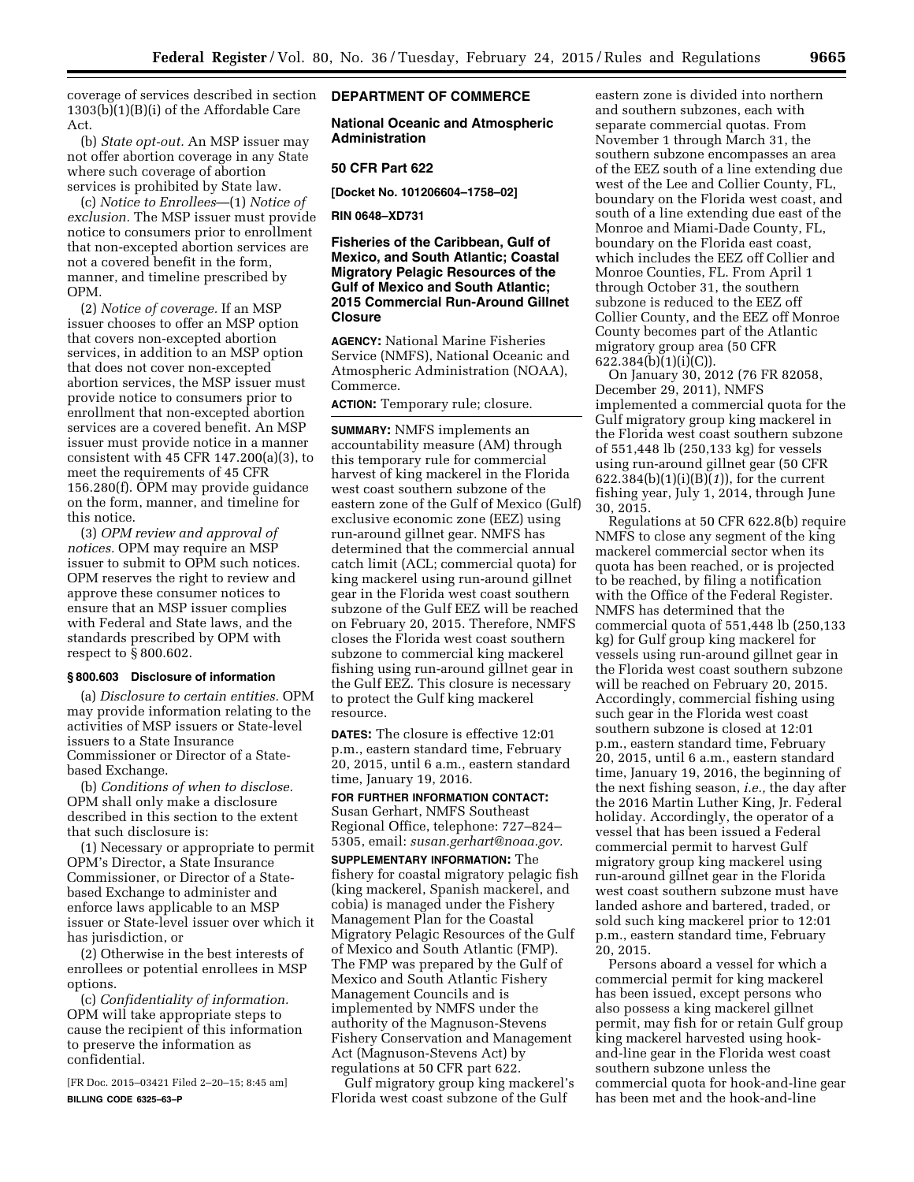coverage of services described in section 1303(b)(1)(B)(i) of the Affordable Care Act.

(b) *State opt-out.* An MSP issuer may not offer abortion coverage in any State where such coverage of abortion services is prohibited by State law.

(c) *Notice to Enrollees*—(1) *Notice of exclusion.* The MSP issuer must provide notice to consumers prior to enrollment that non-excepted abortion services are not a covered benefit in the form, manner, and timeline prescribed by OPM.

(2) *Notice of coverage.* If an MSP issuer chooses to offer an MSP option that covers non-excepted abortion services, in addition to an MSP option that does not cover non-excepted abortion services, the MSP issuer must provide notice to consumers prior to enrollment that non-excepted abortion services are a covered benefit. An MSP issuer must provide notice in a manner consistent with 45 CFR 147.200(a)(3), to meet the requirements of 45 CFR 156.280(f). OPM may provide guidance on the form, manner, and timeline for this notice.

(3) *OPM review and approval of notices.* OPM may require an MSP issuer to submit to OPM such notices. OPM reserves the right to review and approve these consumer notices to ensure that an MSP issuer complies with Federal and State laws, and the standards prescribed by OPM with respect to § 800.602.

### § 800.603 Disclosure of information

(a) *Disclosure to certain entities.* OPM may provide information relating to the activities of MSP issuers or State-level issuers to a State Insurance Commissioner or Director of a State-based Exchange.

(b) *Conditions of when to disclose.* OPM shall only make a disclosure described in this section to the extent that such disclosure is:

(1) Necessary or appropriate to permit OPM's Director, a State Insurance Commissioner, or Director of a State-based Exchange to administer and enforce laws applicable to an MSP issuer or State-level issuer over which it has jurisdiction, or

(2) Otherwise in the best interests of enrollees or potential enrollees in MSP options.

(c) *Confidentiality of information.* OPM will take appropriate steps to cause the recipient of this information to preserve the information as confidential.

[FR Doc. 2015–03421 Filed 2–20–15; 8:45 am]

**BILLING CODE 6325–63–P**

## DEPARTMENT OF COMMERCE

### National Oceanic and Atmospheric Administration

### 50 CFR Part 622

**[Docket No. 101206604–1758–02]**

**RIN 0648–XD731**

### Fisheries of the Caribbean, Gulf of Mexico, and South Atlantic; Coastal Migratory Pelagic Resources of the Gulf of Mexico and South Atlantic; 2015 Commercial Run-Around Gillnet Closure

**AGENCY:** National Marine Fisheries Service (NMFS), National Oceanic and Atmospheric Administration (NOAA), Commerce.

**ACTION:** Temporary rule; closure.

**SUMMARY:** NMFS implements an accountability measure (AM) through this temporary rule for commercial harvest of king mackerel in the Florida west coast southern subzone of the eastern zone of the Gulf of Mexico (Gulf) exclusive economic zone (EEZ) using run-around gillnet gear. NMFS has determined that the commercial annual catch limit (ACL; commercial quota) for king mackerel using run-around gillnet gear in the Florida west coast southern subzone of the Gulf EEZ will be reached on February 20, 2015. Therefore, NMFS closes the Florida west coast southern subzone to commercial king mackerel fishing using run-around gillnet gear in the Gulf EEZ. This closure is necessary to protect the Gulf king mackerel resource.

**DATES:** The closure is effective 12:01 p.m., eastern standard time, February 20, 2015, until 6 a.m., eastern standard time, January 19, 2016.

**FOR FURTHER INFORMATION CONTACT:** Susan Gerhart, NMFS Southeast Regional Office, telephone: 727–824–5305, email: *susan.gerhart@noaa.gov.*

**SUPPLEMENTARY INFORMATION:** The fishery for coastal migratory pelagic fish (king mackerel, Spanish mackerel, and cobia) is managed under the Fishery Management Plan for the Coastal Migratory Pelagic Resources of the Gulf of Mexico and South Atlantic (FMP). The FMP was prepared by the Gulf of Mexico and South Atlantic Fishery Management Councils and is implemented by NMFS under the authority of the Magnuson-Stevens Fishery Conservation and Management Act (Magnuson-Stevens Act) by regulations at 50 CFR part 622.

Gulf migratory group king mackerel's Florida west coast subzone of the Gulf eastern zone is divided into northern and southern subzones, each with separate commercial quotas. From November 1 through March 31, the southern subzone encompasses an area of the EEZ south of a line extending due west of the Lee and Collier County, FL, boundary on the Florida west coast, and south of a line extending due east of the Monroe and Miami-Dade County, FL, boundary on the Florida east coast, which includes the EEZ off Collier and Monroe Counties, FL. From April 1 through October 31, the southern subzone is reduced to the EEZ off Collier County, and the EEZ off Monroe County becomes part of the Atlantic migratory group area (50 CFR 622.384(b)(1)(i)(C)).

On January 30, 2012 (76 FR 82058, December 29, 2011), NMFS implemented a commercial quota for the Gulf migratory group king mackerel in the Florida west coast southern subzone of 551,448 lb (250,133 kg) for vessels using run-around gillnet gear (50 CFR 622.384(b)(1)(i)(B)(*1*)), for the current fishing year, July 1, 2014, through June 30, 2015.

Regulations at 50 CFR 622.8(b) require NMFS to close any segment of the king mackerel commercial sector when its quota has been reached, or is projected to be reached, by filing a notification with the Office of the Federal Register. NMFS has determined that the commercial quota of 551,448 lb (250,133 kg) for Gulf group king mackerel for vessels using run-around gillnet gear in the Florida west coast southern subzone will be reached on February 20, 2015. Accordingly, commercial fishing using such gear in the Florida west coast southern subzone is closed at 12:01 p.m., eastern standard time, February 20, 2015, until 6 a.m., eastern standard time, January 19, 2016, the beginning of the next fishing season, *i.e.,* the day after the 2016 Martin Luther King, Jr. Federal holiday. Accordingly, the operator of a vessel that has been issued a Federal commercial permit to harvest Gulf migratory group king mackerel using run-around gillnet gear in the Florida west coast southern subzone must have landed ashore and bartered, traded, or sold such king mackerel prior to 12:01 p.m., eastern standard time, February 20, 2015.

Persons aboard a vessel for which a commercial permit for king mackerel has been issued, except persons who also possess a king mackerel gillnet permit, may fish for or retain Gulf group king mackerel harvested using hook-and-line gear in the Florida west coast southern subzone unless the commercial quota for hook-and-line gear has been met and the hook-and-line